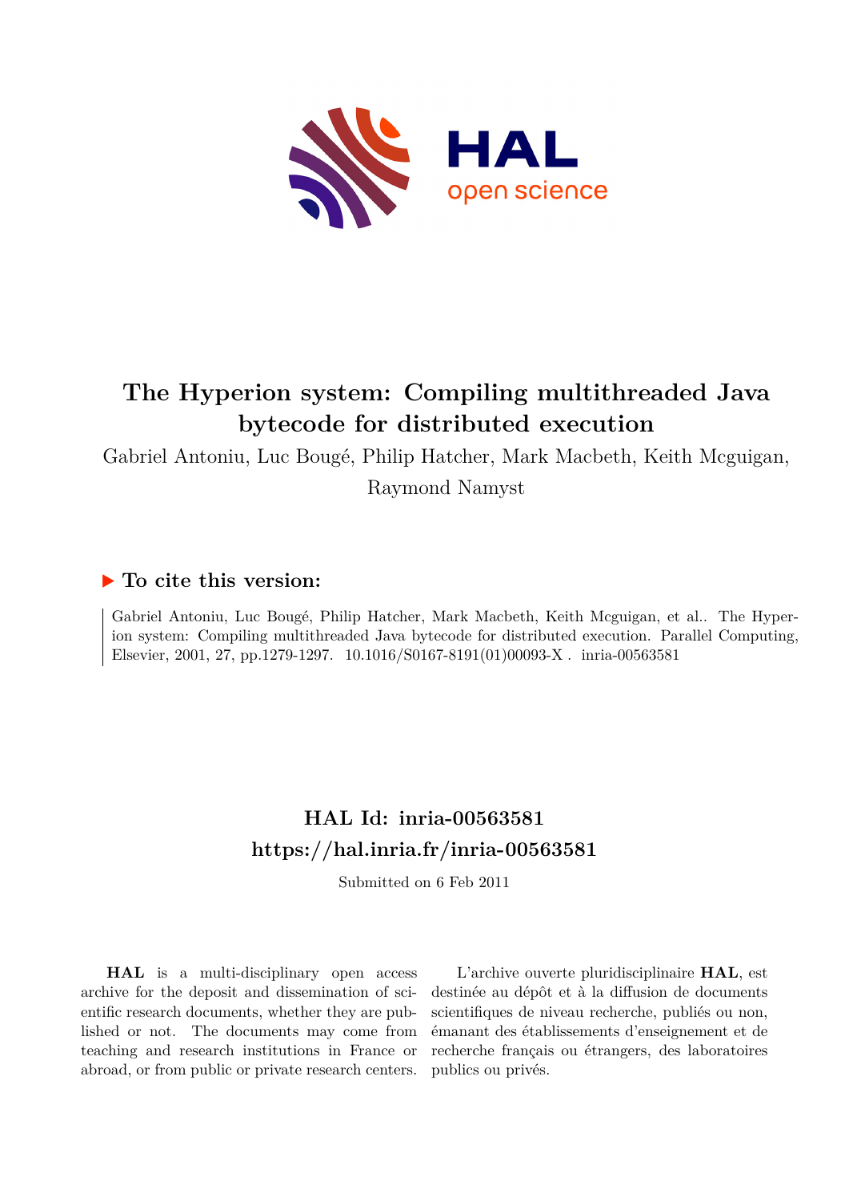# The Hyperion system: Compiling multithreaded Java bytecode for distributed execution

Gabriel Antoniu, Luc Bougé, Philip Hatcher, Mark Macbeth, Keith Mcguigan, Raymond Namyst

## ▶ To cite this version:

Gabriel Antoniu, Luc Bougé, Philip Hatcher, Mark Macbeth, Keith Mcguigan, et al.. The Hyperion system: Compiling multithreaded Java bytecode for distributed execution. Parallel Computing, Elsevier, 2001, 27, pp.1279-1297. 10.1016/S0167-8191(01)00093-X . inria-00563581

## HAL Id: inria-00563581
## https://hal.inria.fr/inria-00563581

Submitted on 6 Feb 2011

**HAL** is a multi-disciplinary open access archive for the deposit and dissemination of scientific research documents, whether they are published or not. The documents may come from teaching and research institutions in France or abroad, or from public or private research centers.

L'archive ouverte pluridisciplinaire **HAL**, est destinée au dépôt et à la diffusion de documents scientifiques de niveau recherche, publiés ou non, émanant des établissements d'enseignement et de recherche français ou étrangers, des laboratoires publics ou privés.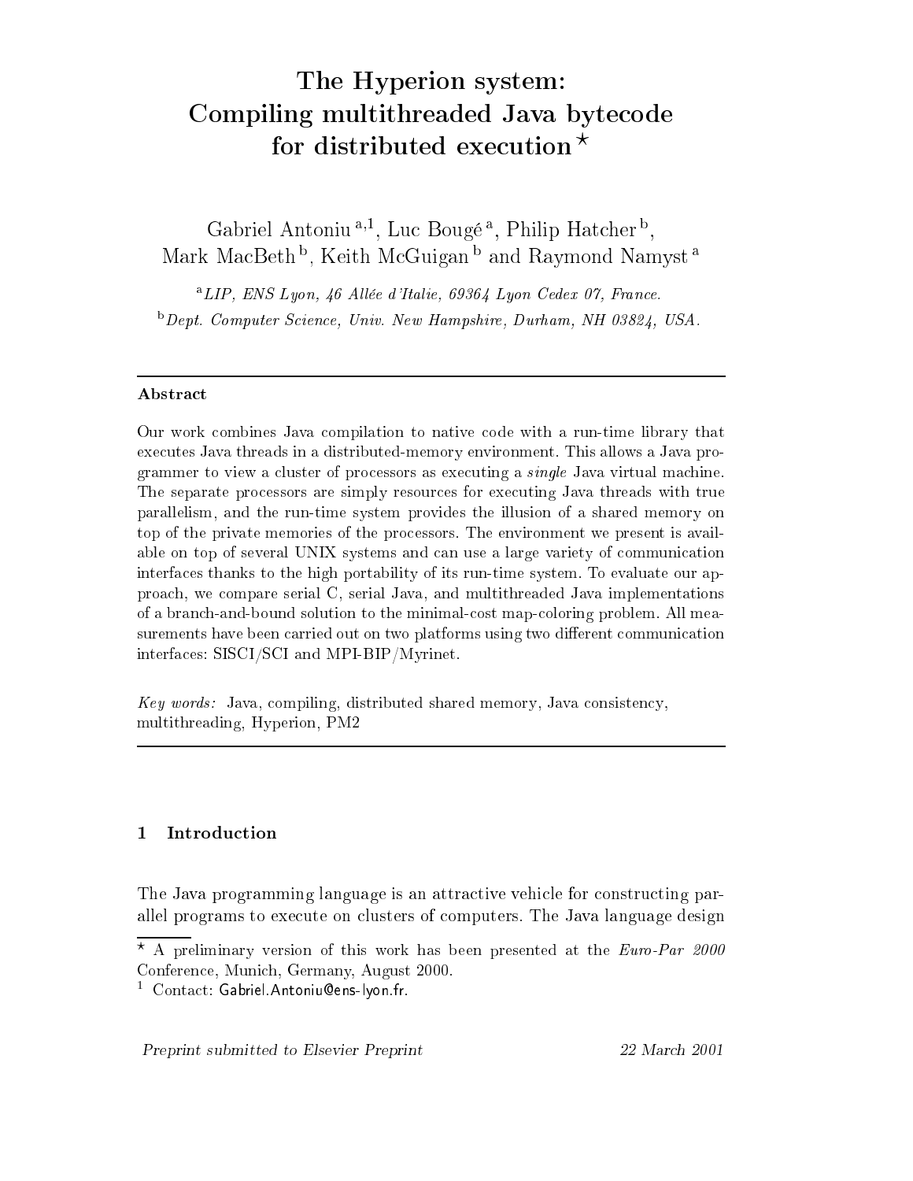# The Hyperion system: Compiling multithreaded Java bytecode for distributed execution ⋆

Gabriel Antoniu [a,1], Luc Bougé [a], Philip Hatcher [b], Mark MacBeth [b], Keith McGuigan [b] and Raymond Namyst [a]

[a] *LIP, ENS Lyon, 46 Allée d'Italie, 69364 Lyon Cedex 07, France.*

[b] *Dept. Computer Science, Univ. New Hampshire, Durham, NH 03824, USA.*

---

**Abstract**

Our work combines Java compilation to native code with a run-time library that executes Java threads in a distributed-memory environment. This allows a Java programmer to view a cluster of processors as executing a *single* Java virtual machine. The separate processors are simply resources for executing Java threads with true parallelism, and the run-time system provides the illusion of a shared memory on top of the private memories of the processors. The environment we present is available on top of several UNIX systems and can use a large variety of communication interfaces thanks to the high portability of its run-time system. To evaluate our approach, we compare serial C, serial Java, and multithreaded Java implementations of a branch-and-bound solution to the minimal-cost map-coloring problem. All measurements have been carried out on two platforms using two different communication interfaces: SISCI/SCI and MPI-BIP/Myrinet.

*Key words:* Java, compiling, distributed shared memory, Java consistency, multithreading, Hyperion, PM2

---

## 1 Introduction

The Java programming language is an attractive vehicle for constructing parallel programs to execute on clusters of computers. The Java language design

⋆ A preliminary version of this work has been presented at the *Euro-Par 2000* Conference, Munich, Germany, August 2000.

[1] Contact: Gabriel.Antoniu@ens-lyon.fr.

*Preprint submitted to Elsevier Preprint* 22 March 2001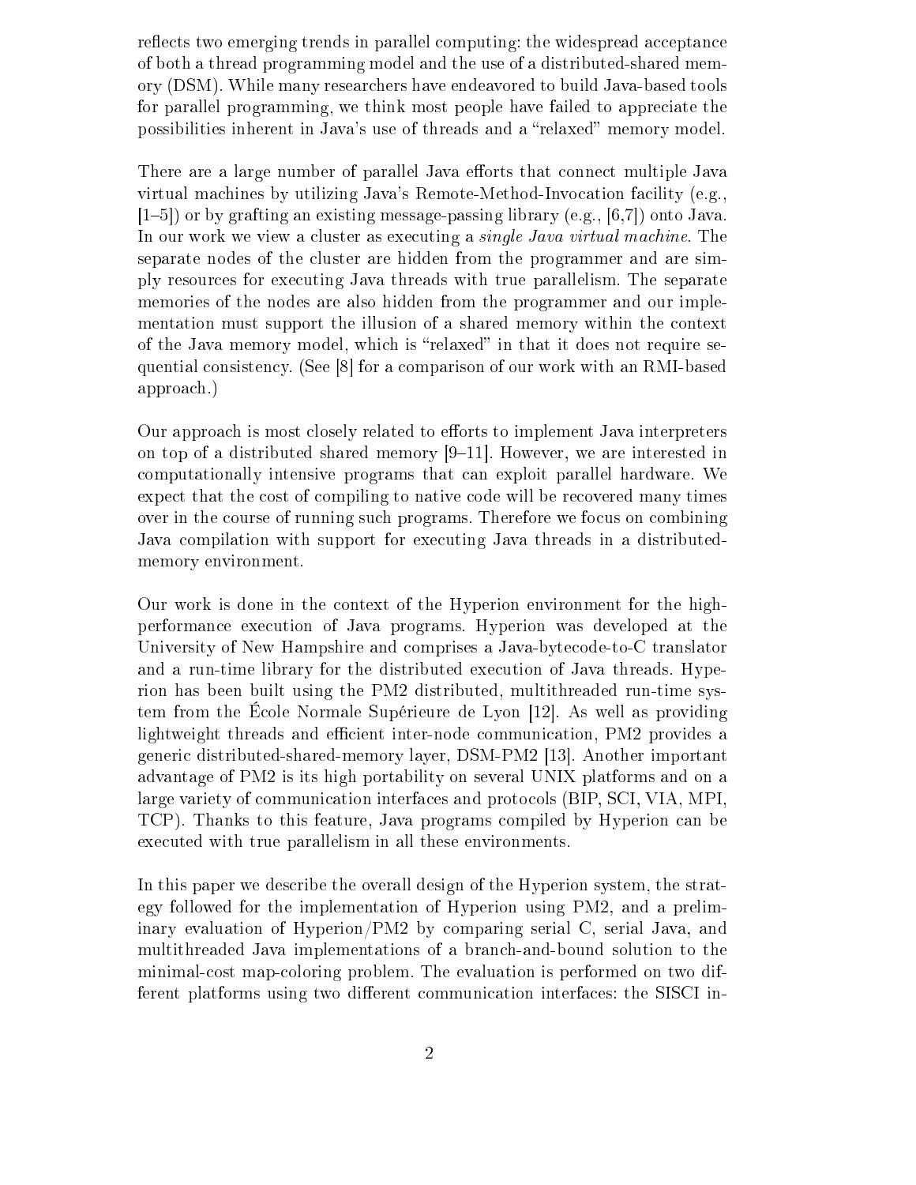reflects two emerging trends in parallel computing: the widespread acceptance of both a thread programming model and the use of a distributed-shared memory (DSM). While many researchers have endeavored to build Java-based tools for parallel programming, we think most people have failed to appreciate the possibilities inherent in Java's use of threads and a "relaxed" memory model.

There are a large number of parallel Java efforts that connect multiple Java virtual machines by utilizing Java's Remote-Method-Invocation facility (e.g., [1–5]) or by grafting an existing message-passing library (e.g., [6,7]) onto Java. In our work we view a cluster as executing a *single Java virtual machine*. The separate nodes of the cluster are hidden from the programmer and are simply resources for executing Java threads with true parallelism. The separate memories of the nodes are also hidden from the programmer and our implementation must support the illusion of a shared memory within the context of the Java memory model, which is "relaxed" in that it does not require sequential consistency. (See [8] for a comparison of our work with an RMI-based approach.)

Our approach is most closely related to efforts to implement Java interpreters on top of a distributed shared memory [9–11]. However, we are interested in computationally intensive programs that can exploit parallel hardware. We expect that the cost of compiling to native code will be recovered many times over in the course of running such programs. Therefore we focus on combining Java compilation with support for executing Java threads in a distributed-memory environment.

Our work is done in the context of the Hyperion environment for the high-performance execution of Java programs. Hyperion was developed at the University of New Hampshire and comprises a Java-bytecode-to-C translator and a run-time library for the distributed execution of Java threads. Hyperion has been built using the PM2 distributed, multithreaded run-time system from the École Normale Supérieure de Lyon [12]. As well as providing lightweight threads and efficient inter-node communication, PM2 provides a generic distributed-shared-memory layer, DSM-PM2 [13]. Another important advantage of PM2 is its high portability on several UNIX platforms and on a large variety of communication interfaces and protocols (BIP, SCI, VIA, MPI, TCP). Thanks to this feature, Java programs compiled by Hyperion can be executed with true parallelism in all these environments.

In this paper we describe the overall design of the Hyperion system, the strategy followed for the implementation of Hyperion using PM2, and a preliminary evaluation of Hyperion/PM2 by comparing serial C, serial Java, and multithreaded Java implementations of a branch-and-bound solution to the minimal-cost map-coloring problem. The evaluation is performed on two different platforms using two different communication interfaces: the SISCI in-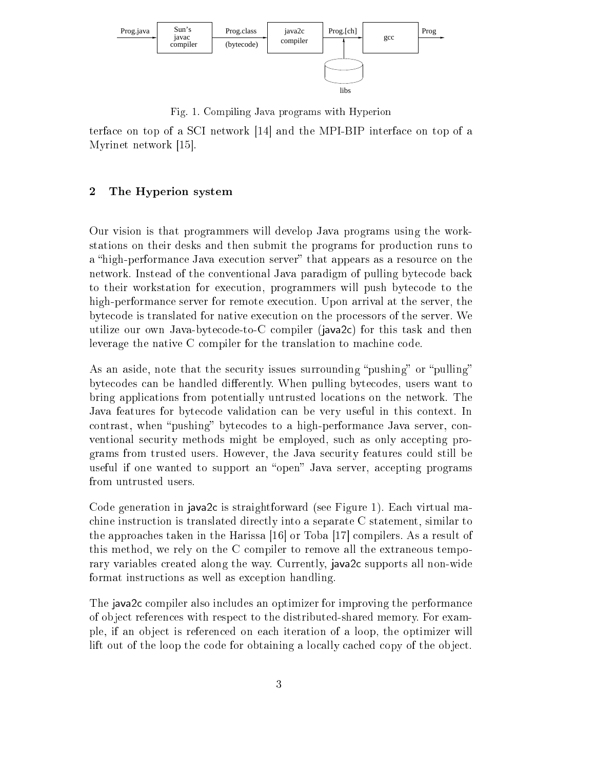Fig. 1. Compiling Java programs with Hyperion

terface on top of a SCI network [14] and the MPI-BIP interface on top of a Myrinet network [15].

## 2 The Hyperion system

Our vision is that programmers will develop Java programs using the workstations on their desks and then submit the programs for production runs to a "high-performance Java execution server" that appears as a resource on the network. Instead of the conventional Java paradigm of pulling bytecode back to their workstation for execution, programmers will push bytecode to the high-performance server for remote execution. Upon arrival at the server, the bytecode is translated for native execution on the processors of the server. We utilize our own Java-bytecode-to-C compiler (java2c) for this task and then leverage the native C compiler for the translation to machine code.

As an aside, note that the security issues surrounding "pushing" or "pulling" bytecodes can be handled differently. When pulling bytecodes, users want to bring applications from potentially untrusted locations on the network. The Java features for bytecode validation can be very useful in this context. In contrast, when "pushing" bytecodes to a high-performance Java server, conventional security methods might be employed, such as only accepting programs from trusted users. However, the Java security features could still be useful if one wanted to support an "open" Java server, accepting programs from untrusted users.

Code generation in java2c is straightforward (see Figure 1). Each virtual machine instruction is translated directly into a separate C statement, similar to the approaches taken in the Harissa [16] or Toba [17] compilers. As a result of this method, we rely on the C compiler to remove all the extraneous temporary variables created along the way. Currently, java2c supports all non-wide format instructions as well as exception handling.

The java2c compiler also includes an optimizer for improving the performance of object references with respect to the distributed-shared memory. For example, if an object is referenced on each iteration of a loop, the optimizer will lift out of the loop the code for obtaining a locally cached copy of the object.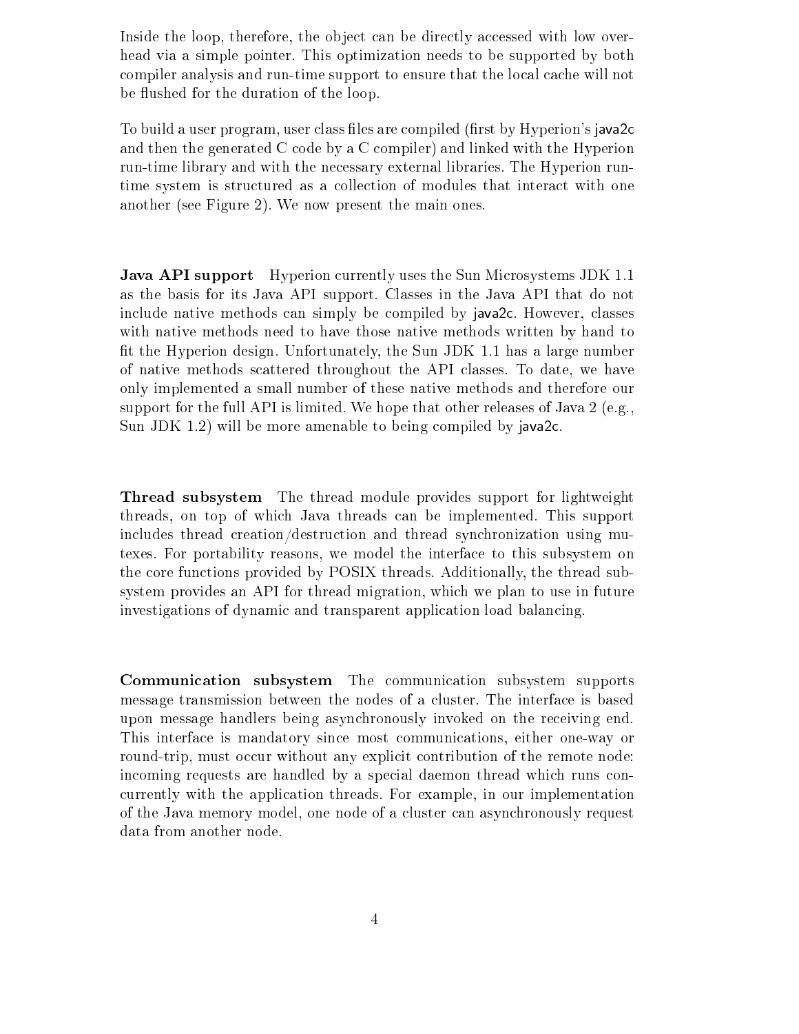Inside the loop, therefore, the object can be directly accessed with low overhead via a simple pointer. This optimization needs to be supported by both compiler analysis and run-time support to ensure that the local cache will not be flushed for the duration of the loop.

To build a user program, user class files are compiled (first by Hyperion's java2c and then the generated C code by a C compiler) and linked with the Hyperion run-time library and with the necessary external libraries. The Hyperion runtime system is structured as a collection of modules that interact with one another (see Figure 2). We now present the main ones.

**Java API support** Hyperion currently uses the Sun Microsystems JDK 1.1 as the basis for its Java API support. Classes in the Java API that do not include native methods can simply be compiled by java2c. However, classes with native methods need to have those native methods written by hand to fit the Hyperion design. Unfortunately, the Sun JDK 1.1 has a large number of native methods scattered throughout the API classes. To date, we have only implemented a small number of these native methods and therefore our support for the full API is limited. We hope that other releases of Java 2 (e.g., Sun JDK 1.2) will be more amenable to being compiled by java2c.

**Thread subsystem** The thread module provides support for lightweight threads, on top of which Java threads can be implemented. This support includes thread creation/destruction and thread synchronization using mutexes. For portability reasons, we model the interface to this subsystem on the core functions provided by POSIX threads. Additionally, the thread subsystem provides an API for thread migration, which we plan to use in future investigations of dynamic and transparent application load balancing.

**Communication subsystem** The communication subsystem supports message transmission between the nodes of a cluster. The interface is based upon message handlers being asynchronously invoked on the receiving end. This interface is mandatory since most communications, either one-way or round-trip, must occur without any explicit contribution of the remote node: incoming requests are handled by a special daemon thread which runs concurrently with the application threads. For example, in our implementation of the Java memory model, one node of a cluster can asynchronously request data from another node.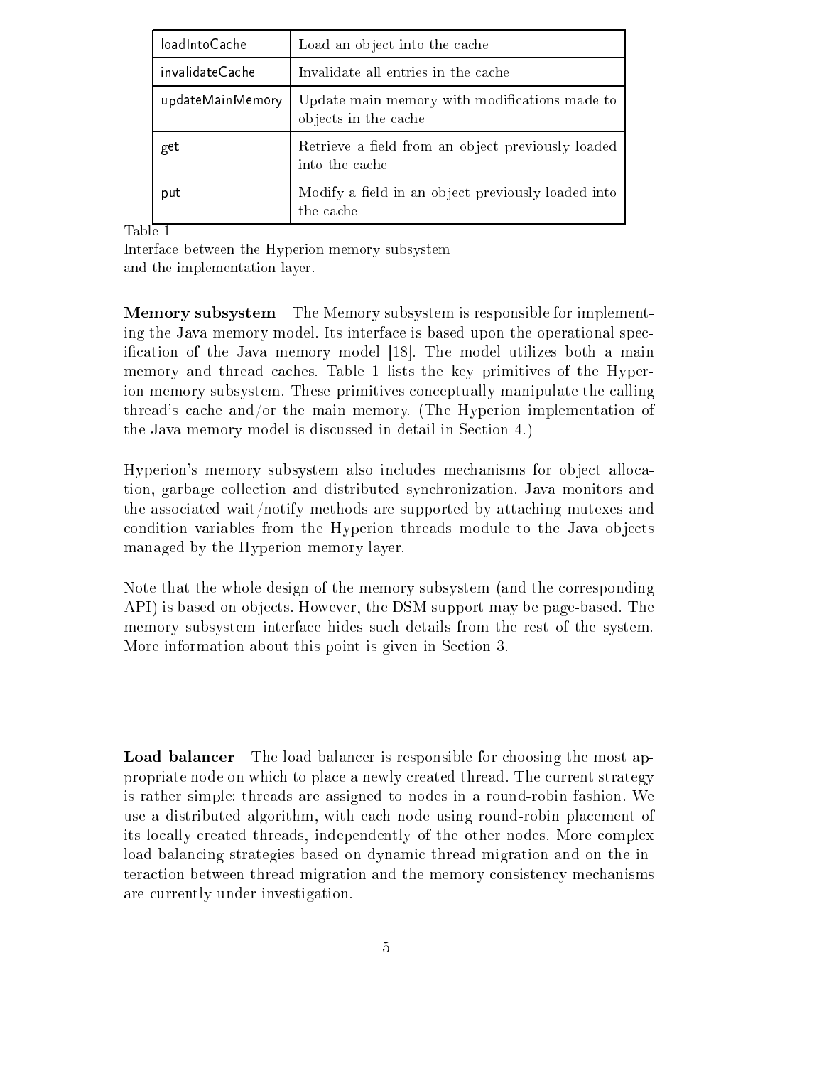| loadIntoCache | Load an object into the cache |
|---|---|
| invalidateCache | Invalidate all entries in the cache |
| updateMainMemory | Update main memory with modifications made to objects in the cache |
| get | Retrieve a field from an object previously loaded into the cache |
| put | Modify a field in an object previously loaded into the cache |

Table 1
Interface between the Hyperion memory subsystem and the implementation layer.

**Memory subsystem** The Memory subsystem is responsible for implementing the Java memory model. Its interface is based upon the operational specification of the Java memory model [18]. The model utilizes both a main memory and thread caches. Table 1 lists the key primitives of the Hyperion memory subsystem. These primitives conceptually manipulate the calling thread's cache and/or the main memory. (The Hyperion implementation of the Java memory model is discussed in detail in Section 4.)

Hyperion's memory subsystem also includes mechanisms for object allocation, garbage collection and distributed synchronization. Java monitors and the associated wait/notify methods are supported by attaching mutexes and condition variables from the Hyperion threads module to the Java objects managed by the Hyperion memory layer.

Note that the whole design of the memory subsystem (and the corresponding API) is based on objects. However, the DSM support may be page-based. The memory subsystem interface hides such details from the rest of the system. More information about this point is given in Section 3.

**Load balancer** The load balancer is responsible for choosing the most appropriate node on which to place a newly created thread. The current strategy is rather simple: threads are assigned to nodes in a round-robin fashion. We use a distributed algorithm, with each node using round-robin placement of its locally created threads, independently of the other nodes. More complex load balancing strategies based on dynamic thread migration and on the interaction between thread migration and the memory consistency mechanisms are currently under investigation.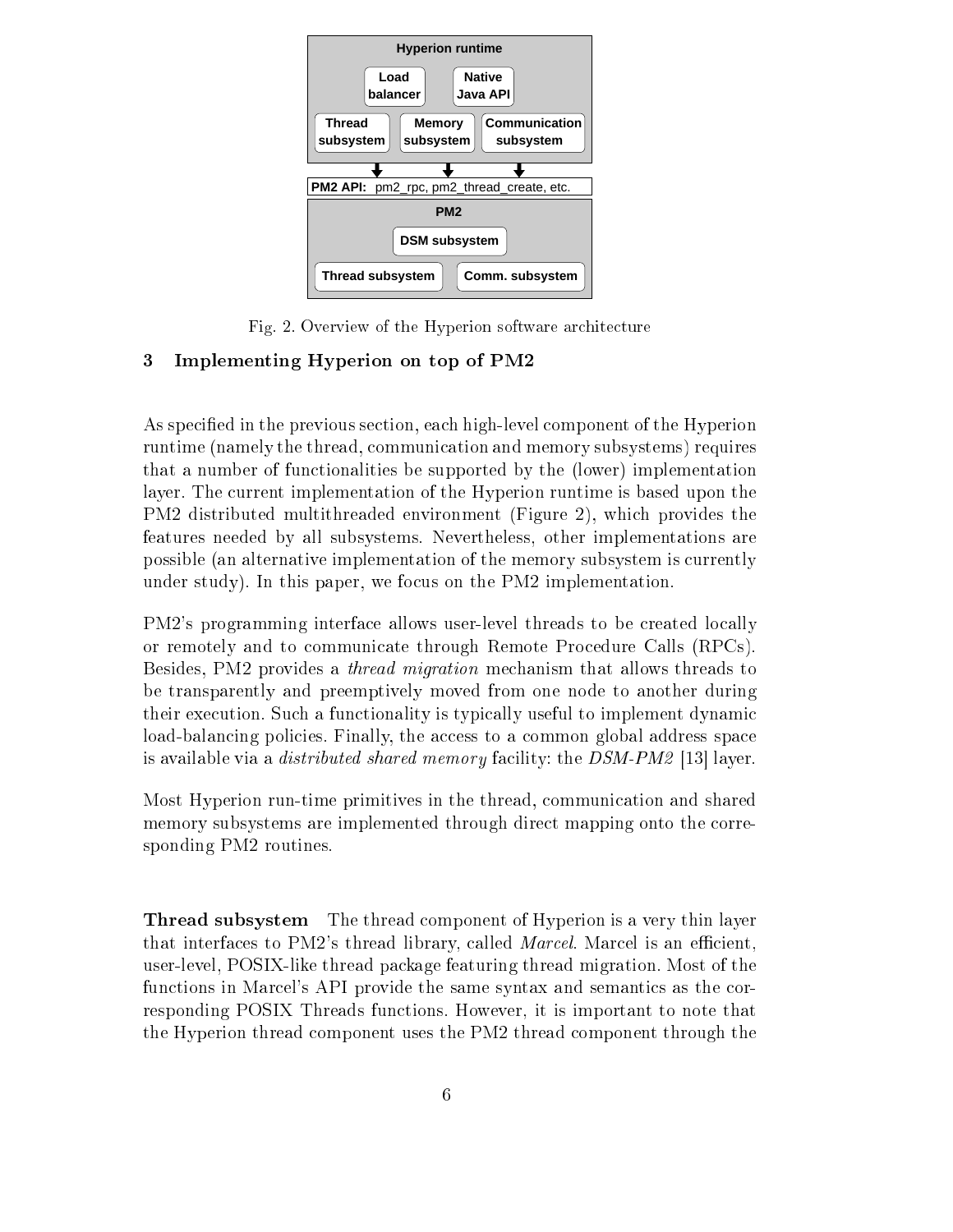Fig. 2. Overview of the Hyperion software architecture

## 3 Implementing Hyperion on top of PM2

As specified in the previous section, each high-level component of the Hyperion runtime (namely the thread, communication and memory subsystems) requires that a number of functionalities be supported by the (lower) implementation layer. The current implementation of the Hyperion runtime is based upon the PM2 distributed multithreaded environment (Figure 2), which provides the features needed by all subsystems. Nevertheless, other implementations are possible (an alternative implementation of the memory subsystem is currently under study). In this paper, we focus on the PM2 implementation.

PM2's programming interface allows user-level threads to be created locally or remotely and to communicate through Remote Procedure Calls (RPCs). Besides, PM2 provides a *thread migration* mechanism that allows threads to be transparently and preemptively moved from one node to another during their execution. Such a functionality is typically useful to implement dynamic load-balancing policies. Finally, the access to a common global address space is available via a *distributed shared memory* facility: the *DSM-PM2* [13] layer.

Most Hyperion run-time primitives in the thread, communication and shared memory subsystems are implemented through direct mapping onto the corresponding PM2 routines.

**Thread subsystem** The thread component of Hyperion is a very thin layer that interfaces to PM2's thread library, called *Marcel*. Marcel is an efficient, user-level, POSIX-like thread package featuring thread migration. Most of the functions in Marcel's API provide the same syntax and semantics as the corresponding POSIX Threads functions. However, it is important to note that the Hyperion thread component uses the PM2 thread component through the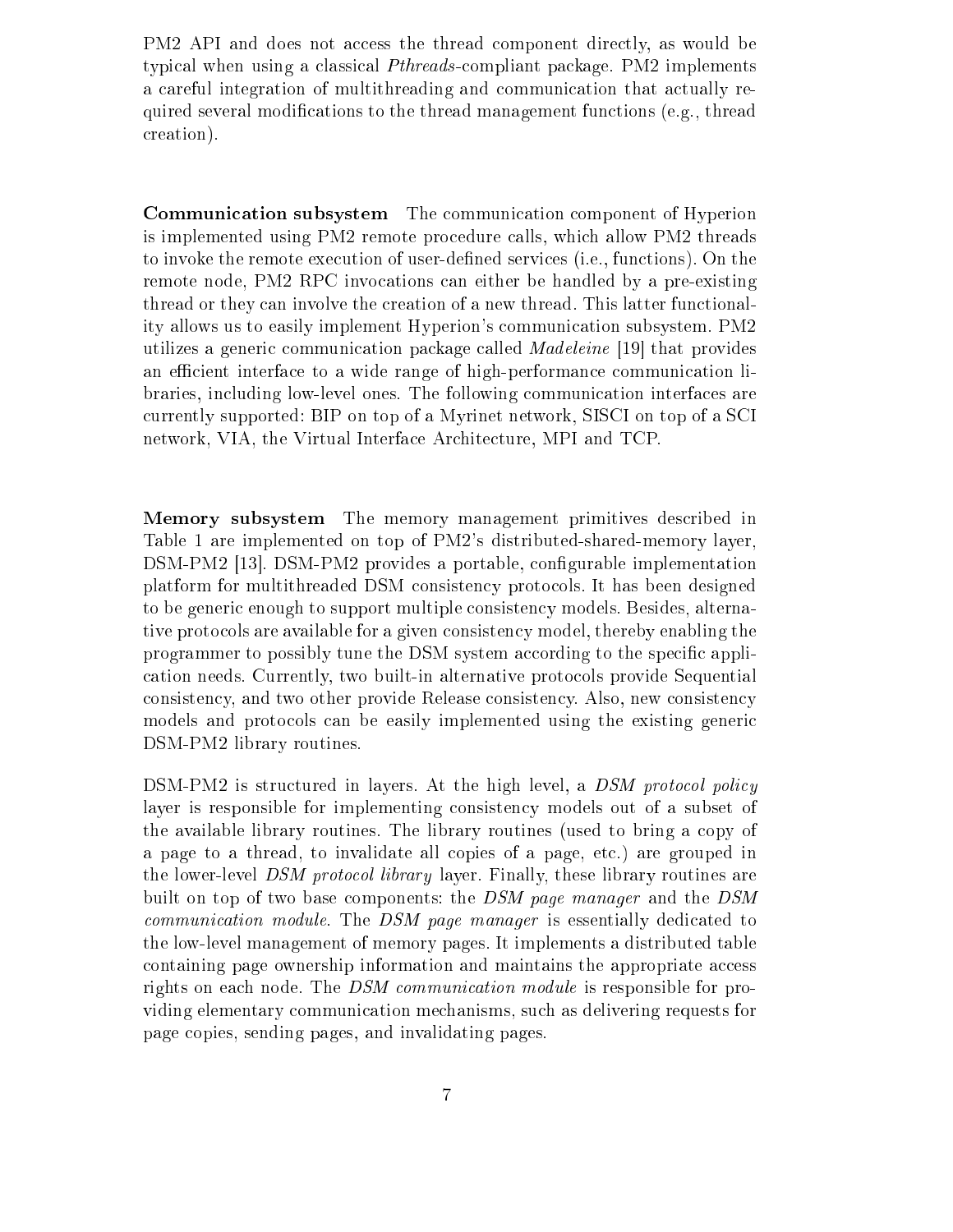PM2 API and does not access the thread component directly, as would be typical when using a classical *Pthreads*-compliant package. PM2 implements a careful integration of multithreading and communication that actually required several modifications to the thread management functions (e.g., thread creation).

**Communication subsystem** The communication component of Hyperion is implemented using PM2 remote procedure calls, which allow PM2 threads to invoke the remote execution of user-defined services (i.e., functions). On the remote node, PM2 RPC invocations can either be handled by a pre-existing thread or they can involve the creation of a new thread. This latter functionality allows us to easily implement Hyperion's communication subsystem. PM2 utilizes a generic communication package called *Madeleine* [19] that provides an efficient interface to a wide range of high-performance communication libraries, including low-level ones. The following communication interfaces are currently supported: BIP on top of a Myrinet network, SISCI on top of a SCI network, VIA, the Virtual Interface Architecture, MPI and TCP.

**Memory subsystem** The memory management primitives described in Table 1 are implemented on top of PM2's distributed-shared-memory layer, DSM-PM2 [13]. DSM-PM2 provides a portable, configurable implementation platform for multithreaded DSM consistency protocols. It has been designed to be generic enough to support multiple consistency models. Besides, alternative protocols are available for a given consistency model, thereby enabling the programmer to possibly tune the DSM system according to the specific application needs. Currently, two built-in alternative protocols provide Sequential consistency, and two other provide Release consistency. Also, new consistency models and protocols can be easily implemented using the existing generic DSM-PM2 library routines.

DSM-PM2 is structured in layers. At the high level, a *DSM protocol policy* layer is responsible for implementing consistency models out of a subset of the available library routines. The library routines (used to bring a copy of a page to a thread, to invalidate all copies of a page, etc.) are grouped in the lower-level *DSM protocol library* layer. Finally, these library routines are built on top of two base components: the *DSM page manager* and the *DSM communication module*. The *DSM page manager* is essentially dedicated to the low-level management of memory pages. It implements a distributed table containing page ownership information and maintains the appropriate access rights on each node. The *DSM communication module* is responsible for providing elementary communication mechanisms, such as delivering requests for page copies, sending pages, and invalidating pages.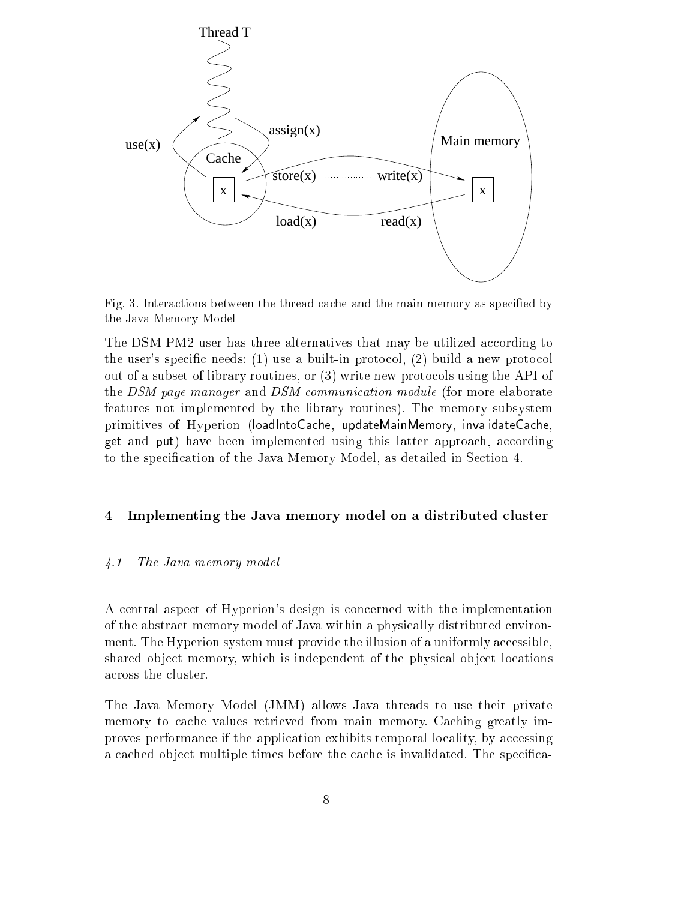Fig. 3. Interactions between the thread cache and the main memory as specified by the Java Memory Model

The DSM-PM2 user has three alternatives that may be utilized according to the user's specific needs: (1) use a built-in protocol, (2) build a new protocol out of a subset of library routines, or (3) write new protocols using the API of the *DSM page manager* and *DSM communication module* (for more elaborate features not implemented by the library routines). The memory subsystem primitives of Hyperion (loadIntoCache, updateMainMemory, invalidateCache, get and put) have been implemented using this latter approach, according to the specification of the Java Memory Model, as detailed in Section 4.

## 4 Implementing the Java memory model on a distributed cluster

### 4.1 The Java memory model

A central aspect of Hyperion's design is concerned with the implementation of the abstract memory model of Java within a physically distributed environment. The Hyperion system must provide the illusion of a uniformly accessible, shared object memory, which is independent of the physical object locations across the cluster.

The Java Memory Model (JMM) allows Java threads to use their private memory to cache values retrieved from main memory. Caching greatly improves performance if the application exhibits temporal locality, by accessing a cached object multiple times before the cache is invalidated. The specifica-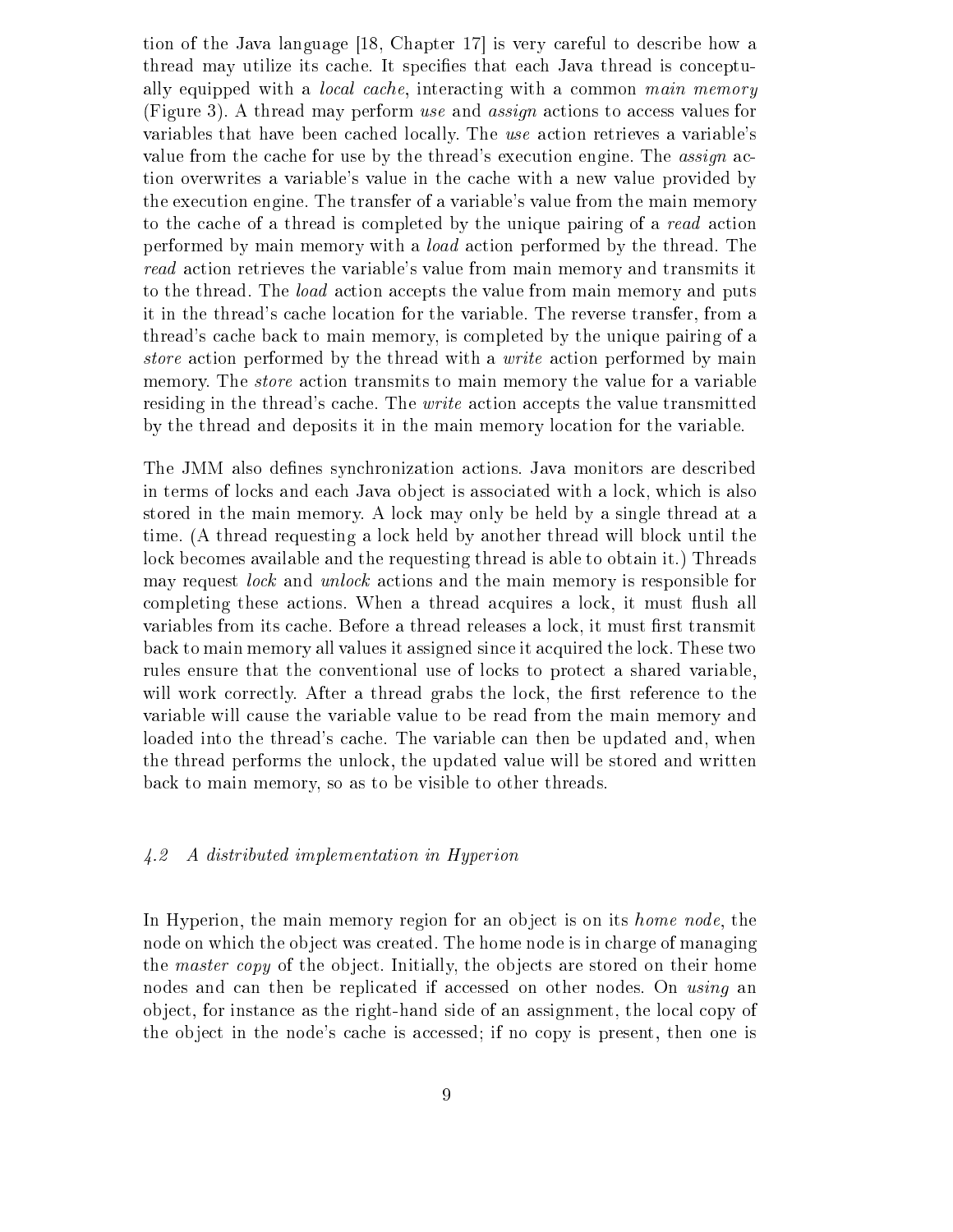tion of the Java language [18, Chapter 17] is very careful to describe how a thread may utilize its cache. It specifies that each Java thread is conceptually equipped with a *local cache*, interacting with a common *main memory* (Figure 3). A thread may perform *use* and *assign* actions to access values for variables that have been cached locally. The *use* action retrieves a variable's value from the cache for use by the thread's execution engine. The *assign* action overwrites a variable's value in the cache with a new value provided by the execution engine. The transfer of a variable's value from the main memory to the cache of a thread is completed by the unique pairing of a *read* action performed by main memory with a *load* action performed by the thread. The *read* action retrieves the variable's value from main memory and transmits it to the thread. The *load* action accepts the value from main memory and puts it in the thread's cache location for the variable. The reverse transfer, from a thread's cache back to main memory, is completed by the unique pairing of a *store* action performed by the thread with a *write* action performed by main memory. The *store* action transmits to main memory the value for a variable residing in the thread's cache. The *write* action accepts the value transmitted by the thread and deposits it in the main memory location for the variable.

The JMM also defines synchronization actions. Java monitors are described in terms of locks and each Java object is associated with a lock, which is also stored in the main memory. A lock may only be held by a single thread at a time. (A thread requesting a lock held by another thread will block until the lock becomes available and the requesting thread is able to obtain it.) Threads may request *lock* and *unlock* actions and the main memory is responsible for completing these actions. When a thread acquires a lock, it must flush all variables from its cache. Before a thread releases a lock, it must first transmit back to main memory all values it assigned since it acquired the lock. These two rules ensure that the conventional use of locks to protect a shared variable, will work correctly. After a thread grabs the lock, the first reference to the variable will cause the variable value to be read from the main memory and loaded into the thread's cache. The variable can then be updated and, when the thread performs the unlock, the updated value will be stored and written back to main memory, so as to be visible to other threads.

### *4.2 A distributed implementation in Hyperion*

In Hyperion, the main memory region for an object is on its *home node*, the node on which the object was created. The home node is in charge of managing the *master copy* of the object. Initially, the objects are stored on their home nodes and can then be replicated if accessed on other nodes. On *using* an object, for instance as the right-hand side of an assignment, the local copy of the object in the node's cache is accessed; if no copy is present, then one is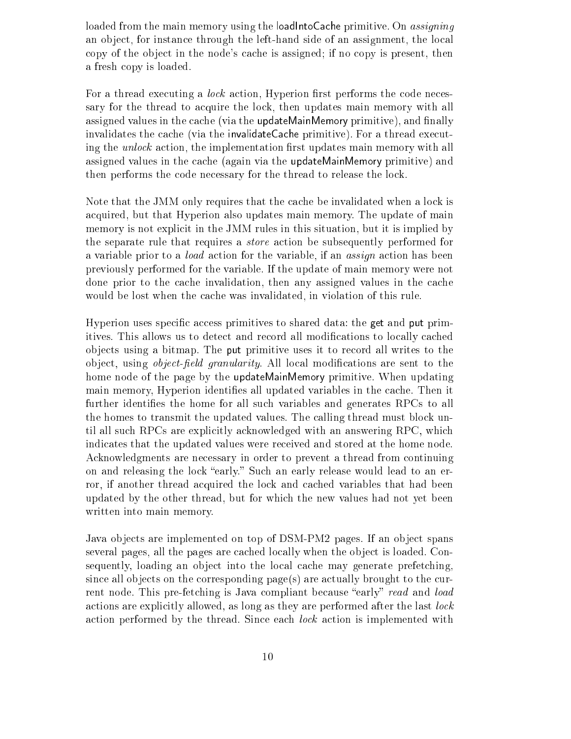loaded from the main memory using the loadIntoCache primitive. On *assigning* an object, for instance through the left-hand side of an assignment, the local copy of the object in the node's cache is assigned; if no copy is present, then a fresh copy is loaded.

For a thread executing a *lock* action, Hyperion first performs the code necessary for the thread to acquire the lock, then updates main memory with all assigned values in the cache (via the updateMainMemory primitive), and finally invalidates the cache (via the invalidateCache primitive). For a thread executing the *unlock* action, the implementation first updates main memory with all assigned values in the cache (again via the updateMainMemory primitive) and then performs the code necessary for the thread to release the lock.

Note that the JMM only requires that the cache be invalidated when a lock is acquired, but that Hyperion also updates main memory. The update of main memory is not explicit in the JMM rules in this situation, but it is implied by the separate rule that requires a *store* action be subsequently performed for a variable prior to a *load* action for the variable, if an *assign* action has been previously performed for the variable. If the update of main memory were not done prior to the cache invalidation, then any assigned values in the cache would be lost when the cache was invalidated, in violation of this rule.

Hyperion uses specific access primitives to shared data: the get and put primitives. This allows us to detect and record all modifications to locally cached objects using a bitmap. The put primitive uses it to record all writes to the object, using *object-field granularity*. All local modifications are sent to the home node of the page by the updateMainMemory primitive. When updating main memory, Hyperion identifies all updated variables in the cache. Then it further identifies the home for all such variables and generates RPCs to all the homes to transmit the updated values. The calling thread must block until all such RPCs are explicitly acknowledged with an answering RPC, which indicates that the updated values were received and stored at the home node. Acknowledgments are necessary in order to prevent a thread from continuing on and releasing the lock "early." Such an early release would lead to an error, if another thread acquired the lock and cached variables that had been updated by the other thread, but for which the new values had not yet been written into main memory.

Java objects are implemented on top of DSM-PM2 pages. If an object spans several pages, all the pages are cached locally when the object is loaded. Consequently, loading an object into the local cache may generate prefetching, since all objects on the corresponding page(s) are actually brought to the current node. This pre-fetching is Java compliant because "early" *read* and *load* actions are explicitly allowed, as long as they are performed after the last *lock* action performed by the thread. Since each *lock* action is implemented with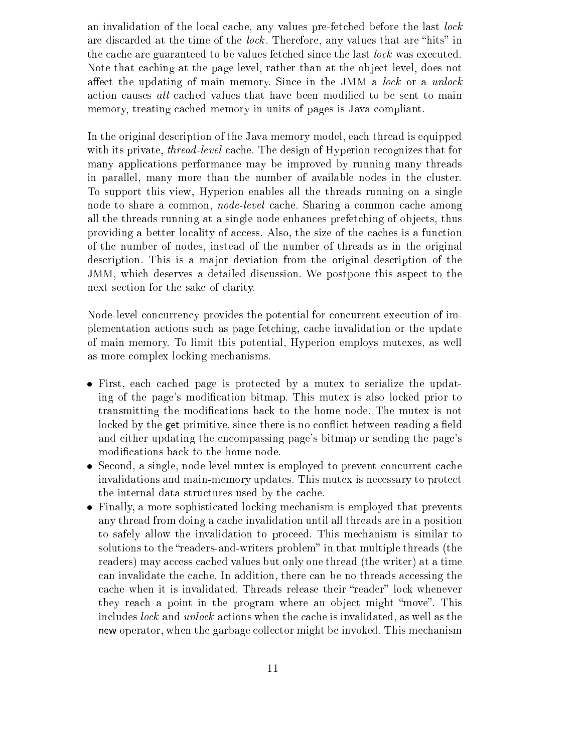an invalidation of the local cache, any values pre-fetched before the last *lock* are discarded at the time of the *lock*. Therefore, any values that are "hits" in the cache are guaranteed to be values fetched since the last *lock* was executed. Note that caching at the page level, rather than at the object level, does not affect the updating of main memory. Since in the JMM a *lock* or a *unlock* action causes *all* cached values that have been modified to be sent to main memory, treating cached memory in units of pages is Java compliant.

In the original description of the Java memory model, each thread is equipped with its private, *thread-level* cache. The design of Hyperion recognizes that for many applications performance may be improved by running many threads in parallel, many more than the number of available nodes in the cluster. To support this view, Hyperion enables all the threads running on a single node to share a common, *node-level* cache. Sharing a common cache among all the threads running at a single node enhances prefetching of objects, thus providing a better locality of access. Also, the size of the caches is a function of the number of nodes, instead of the number of threads as in the original description. This is a major deviation from the original description of the JMM, which deserves a detailed discussion. We postpone this aspect to the next section for the sake of clarity.

Node-level concurrency provides the potential for concurrent execution of implementation actions such as page fetching, cache invalidation or the update of main memory. To limit this potential, Hyperion employs mutexes, as well as more complex locking mechanisms.

- First, each cached page is protected by a mutex to serialize the updating of the page's modification bitmap. This mutex is also locked prior to transmitting the modifications back to the home node. The mutex is not locked by the get primitive, since there is no conflict between reading a field and either updating the encompassing page's bitmap or sending the page's modifications back to the home node.
- Second, a single, node-level mutex is employed to prevent concurrent cache invalidations and main-memory updates. This mutex is necessary to protect the internal data structures used by the cache.
- Finally, a more sophisticated locking mechanism is employed that prevents any thread from doing a cache invalidation until all threads are in a position to safely allow the invalidation to proceed. This mechanism is similar to solutions to the "readers-and-writers problem" in that multiple threads (the readers) may access cached values but only one thread (the writer) at a time can invalidate the cache. In addition, there can be no threads accessing the cache when it is invalidated. Threads release their "reader" lock whenever they reach a point in the program where an object might "move". This includes *lock* and *unlock* actions when the cache is invalidated, as well as the new operator, when the garbage collector might be invoked. This mechanism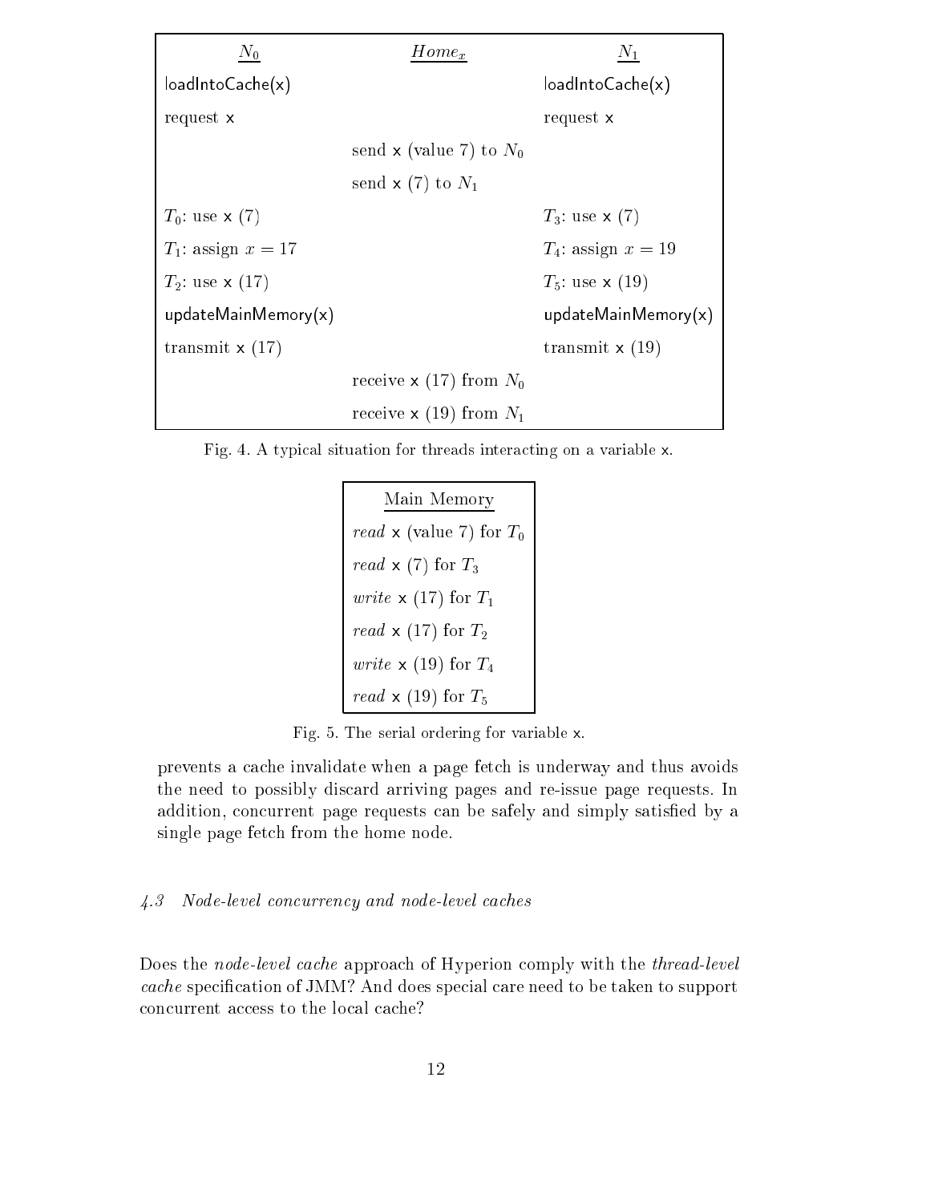| $N_0$ | $Home_x$ | $N_1$ |
|---|---|---|
| loadIntoCache(x) | | loadIntoCache(x) |
| request x | | request x |
| | send x (value 7) to $N_0$ | |
| | send x (7) to $N_1$ | |
| $T_0$: use x (7) | | $T_3$: use x (7) |
| $T_1$: assign $x = 17$ | | $T_4$: assign $x = 19$ |
| $T_2$: use x (17) | | $T_5$: use x (19) |
| updateMainMemory(x) | | updateMainMemory(x) |
| transmit x (17) | | transmit x (19) |
| | receive x (17) from $N_0$ | |
| | receive x (19) from $N_1$ | |

Fig. 4. A typical situation for threads interacting on a variable x.

| Main Memory |
|---|
| *read* x (value 7) for $T_0$ |
| *read* x (7) for $T_3$ |
| *write* x (17) for $T_1$ |
| *read* x (17) for $T_2$ |
| *write* x (19) for $T_4$ |
| *read* x (19) for $T_5$ |

Fig. 5. The serial ordering for variable x.

prevents a cache invalidate when a page fetch is underway and thus avoids the need to possibly discard arriving pages and re-issue page requests. In addition, concurrent page requests can be safely and simply satisfied by a single page fetch from the home node.

### 4.3 Node-level concurrency and node-level caches

Does the *node-level cache* approach of Hyperion comply with the *thread-level cache* specification of JMM? And does special care need to be taken to support concurrent access to the local cache?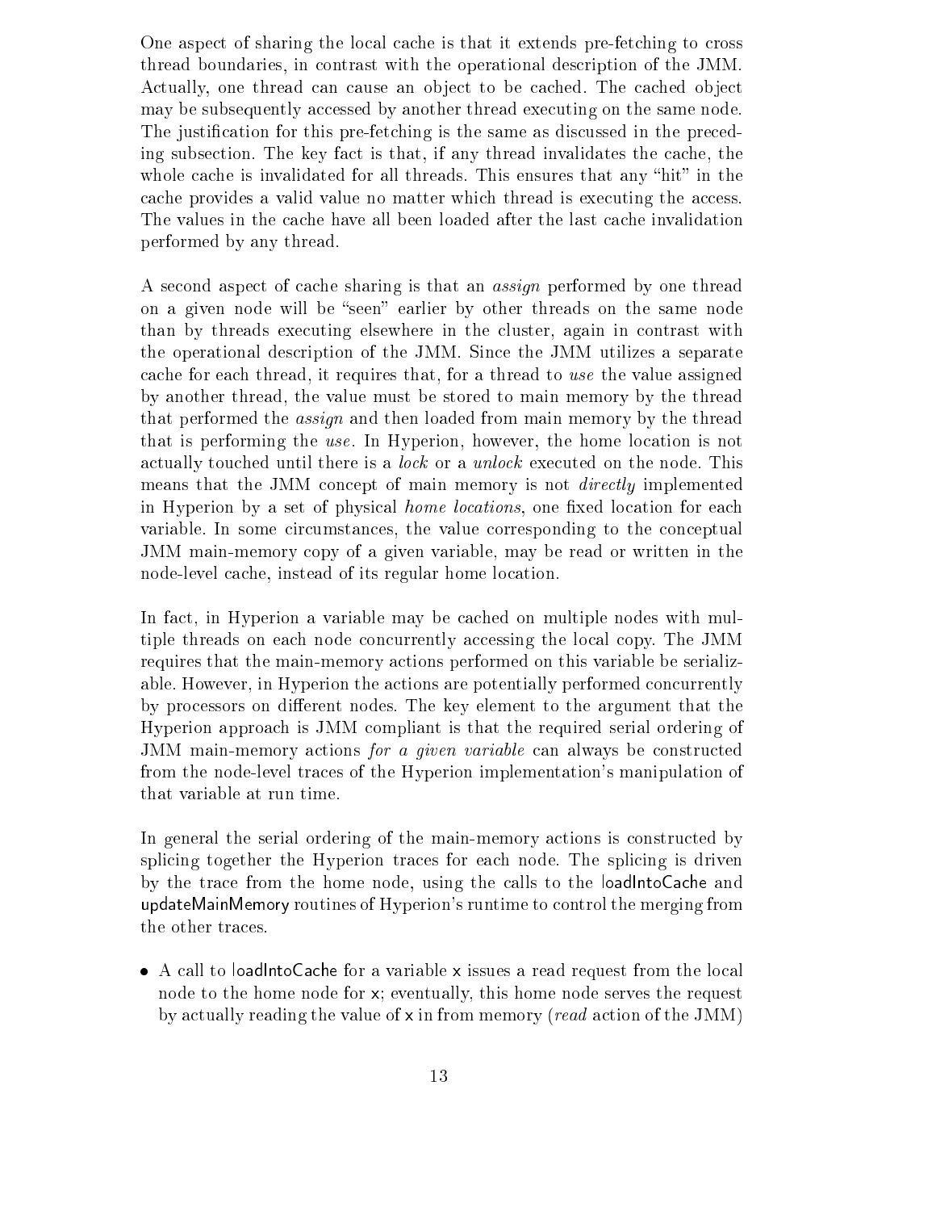One aspect of sharing the local cache is that it extends pre-fetching to cross thread boundaries, in contrast with the operational description of the JMM. Actually, one thread can cause an object to be cached. The cached object may be subsequently accessed by another thread executing on the same node. The justification for this pre-fetching is the same as discussed in the preceding subsection. The key fact is that, if any thread invalidates the cache, the whole cache is invalidated for all threads. This ensures that any "hit" in the cache provides a valid value no matter which thread is executing the access. The values in the cache have all been loaded after the last cache invalidation performed by any thread.

A second aspect of cache sharing is that an *assign* performed by one thread on a given node will be "seen" earlier by other threads on the same node than by threads executing elsewhere in the cluster, again in contrast with the operational description of the JMM. Since the JMM utilizes a separate cache for each thread, it requires that, for a thread to *use* the value assigned by another thread, the value must be stored to main memory by the thread that performed the *assign* and then loaded from main memory by the thread that is performing the *use*. In Hyperion, however, the home location is not actually touched until there is a *lock* or a *unlock* executed on the node. This means that the JMM concept of main memory is not *directly* implemented in Hyperion by a set of physical *home locations*, one fixed location for each variable. In some circumstances, the value corresponding to the conceptual JMM main-memory copy of a given variable, may be read or written in the node-level cache, instead of its regular home location.

In fact, in Hyperion a variable may be cached on multiple nodes with multiple threads on each node concurrently accessing the local copy. The JMM requires that the main-memory actions performed on this variable be serializable. However, in Hyperion the actions are potentially performed concurrently by processors on different nodes. The key element to the argument that the Hyperion approach is JMM compliant is that the required serial ordering of JMM main-memory actions *for a given variable* can always be constructed from the node-level traces of the Hyperion implementation's manipulation of that variable at run time.

In general the serial ordering of the main-memory actions is constructed by splicing together the Hyperion traces for each node. The splicing is driven by the trace from the home node, using the calls to the loadIntoCache and updateMainMemory routines of Hyperion's runtime to control the merging from the other traces.

- A call to loadIntoCache for a variable x issues a read request from the local node to the home node for x; eventually, this home node serves the request by actually reading the value of x in from memory (*read* action of the JMM)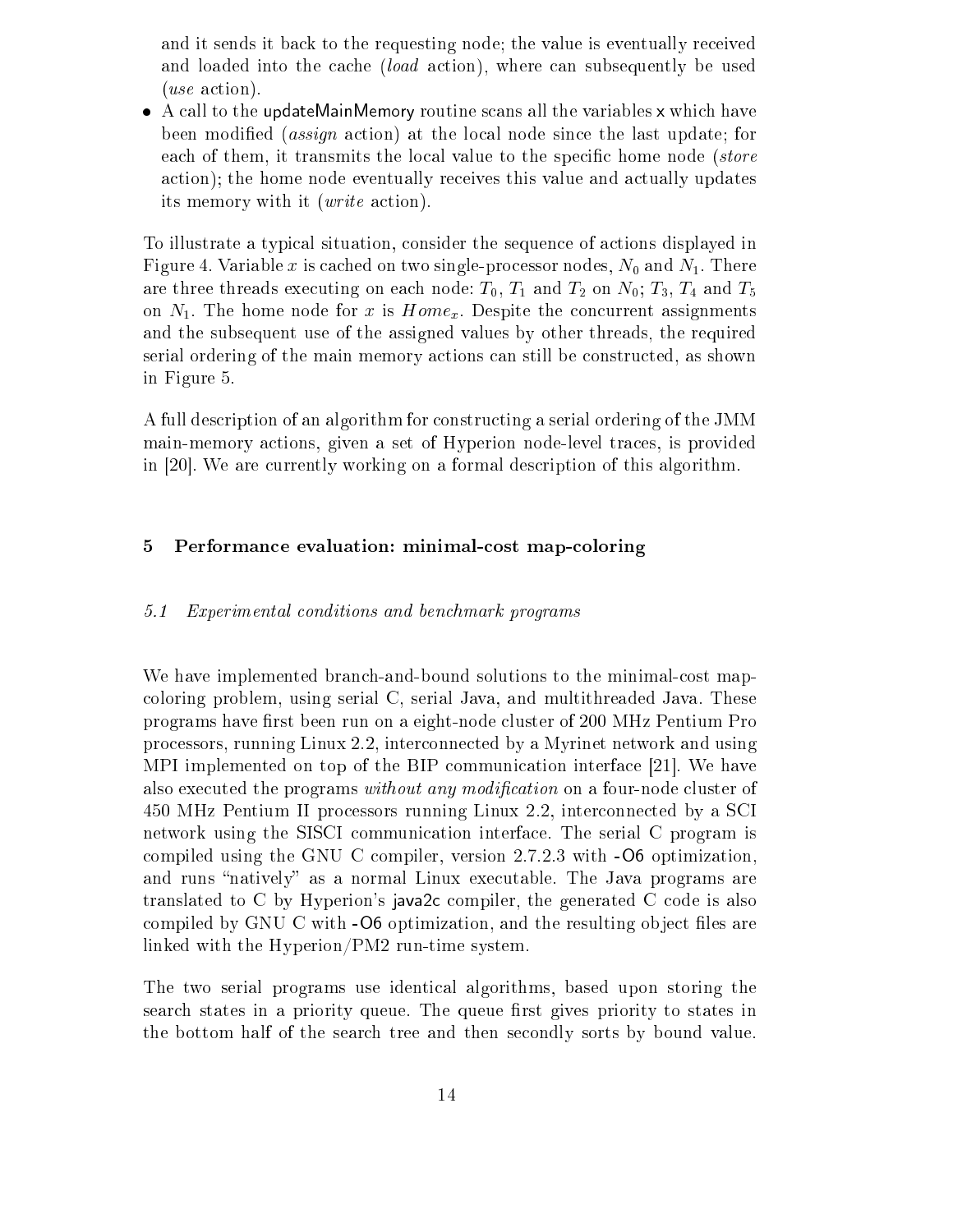and it sends it back to the requesting node; the value is eventually received and loaded into the cache (*load* action), where can subsequently be used (*use* action).

- A call to the updateMainMemory routine scans all the variables x which have been modified (*assign* action) at the local node since the last update; for each of them, it transmits the local value to the specific home node (*store* action); the home node eventually receives this value and actually updates its memory with it (*write* action).

To illustrate a typical situation, consider the sequence of actions displayed in Figure 4. Variable $x$ is cached on two single-processor nodes, $N_0$ and $N_1$. There are three threads executing on each node: $T_0$, $T_1$ and $T_2$ on $N_0$; $T_3$, $T_4$ and $T_5$ on $N_1$. The home node for $x$ is $Home_x$. Despite the concurrent assignments and the subsequent use of the assigned values by other threads, the required serial ordering of the main memory actions can still be constructed, as shown in Figure 5.

A full description of an algorithm for constructing a serial ordering of the JMM main-memory actions, given a set of Hyperion node-level traces, is provided in [20]. We are currently working on a formal description of this algorithm.

## 5 Performance evaluation: minimal-cost map-coloring

### 5.1 Experimental conditions and benchmark programs

We have implemented branch-and-bound solutions to the minimal-cost map-coloring problem, using serial C, serial Java, and multithreaded Java. These programs have first been run on a eight-node cluster of 200 MHz Pentium Pro processors, running Linux 2.2, interconnected by a Myrinet network and using MPI implemented on top of the BIP communication interface [21]. We have also executed the programs *without any modification* on a four-node cluster of 450 MHz Pentium II processors running Linux 2.2, interconnected by a SCI network using the SISCI communication interface. The serial C program is compiled using the GNU C compiler, version 2.7.2.3 with -O6 optimization, and runs "natively" as a normal Linux executable. The Java programs are translated to C by Hyperion's java2c compiler, the generated C code is also compiled by GNU C with -O6 optimization, and the resulting object files are linked with the Hyperion/PM2 run-time system.

The two serial programs use identical algorithms, based upon storing the search states in a priority queue. The queue first gives priority to states in the bottom half of the search tree and then secondly sorts by bound value.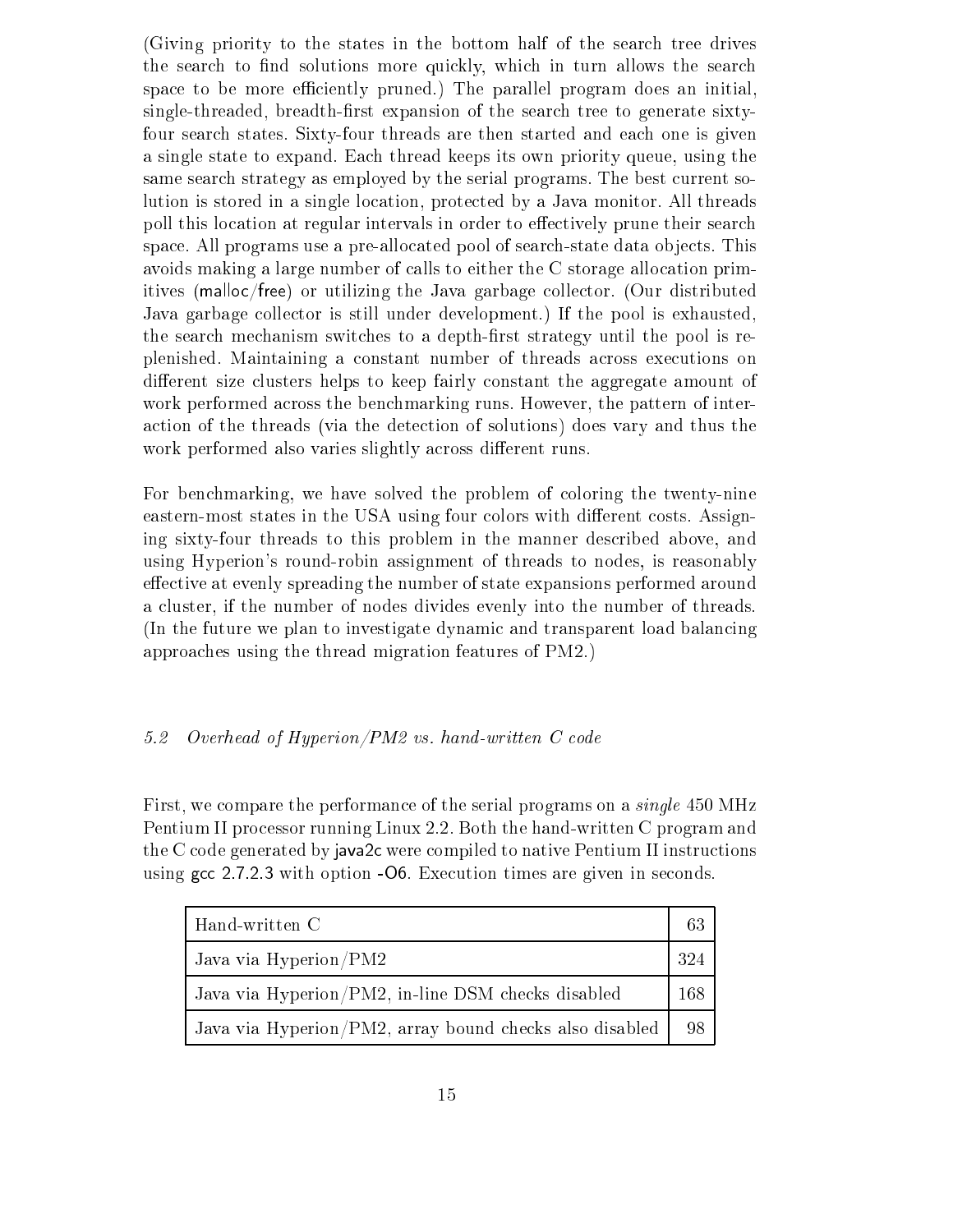(Giving priority to the states in the bottom half of the search tree drives the search to find solutions more quickly, which in turn allows the search space to be more efficiently pruned.) The parallel program does an initial, single-threaded, breadth-first expansion of the search tree to generate sixty-four search states. Sixty-four threads are then started and each one is given a single state to expand. Each thread keeps its own priority queue, using the same search strategy as employed by the serial programs. The best current solution is stored in a single location, protected by a Java monitor. All threads poll this location at regular intervals in order to effectively prune their search space. All programs use a pre-allocated pool of search-state data objects. This avoids making a large number of calls to either the C storage allocation primitives (malloc/free) or utilizing the Java garbage collector. (Our distributed Java garbage collector is still under development.) If the pool is exhausted, the search mechanism switches to a depth-first strategy until the pool is replenished. Maintaining a constant number of threads across executions on different size clusters helps to keep fairly constant the aggregate amount of work performed across the benchmarking runs. However, the pattern of interaction of the threads (via the detection of solutions) does vary and thus the work performed also varies slightly across different runs.

For benchmarking, we have solved the problem of coloring the twenty-nine eastern-most states in the USA using four colors with different costs. Assigning sixty-four threads to this problem in the manner described above, and using Hyperion's round-robin assignment of threads to nodes, is reasonably effective at evenly spreading the number of state expansions performed around a cluster, if the number of nodes divides evenly into the number of threads. (In the future we plan to investigate dynamic and transparent load balancing approaches using the thread migration features of PM2.)

### *5.2 Overhead of Hyperion/PM2 vs. hand-written C code*

First, we compare the performance of the serial programs on a *single* 450 MHz Pentium II processor running Linux 2.2. Both the hand-written C program and the C code generated by java2c were compiled to native Pentium II instructions using gcc 2.7.2.3 with option -O6. Execution times are given in seconds.

| | |
|---|---|
| Hand-written C | 63 |
| Java via Hyperion/PM2 | 324 |
| Java via Hyperion/PM2, in-line DSM checks disabled | 168 |
| Java via Hyperion/PM2, array bound checks also disabled | 98 |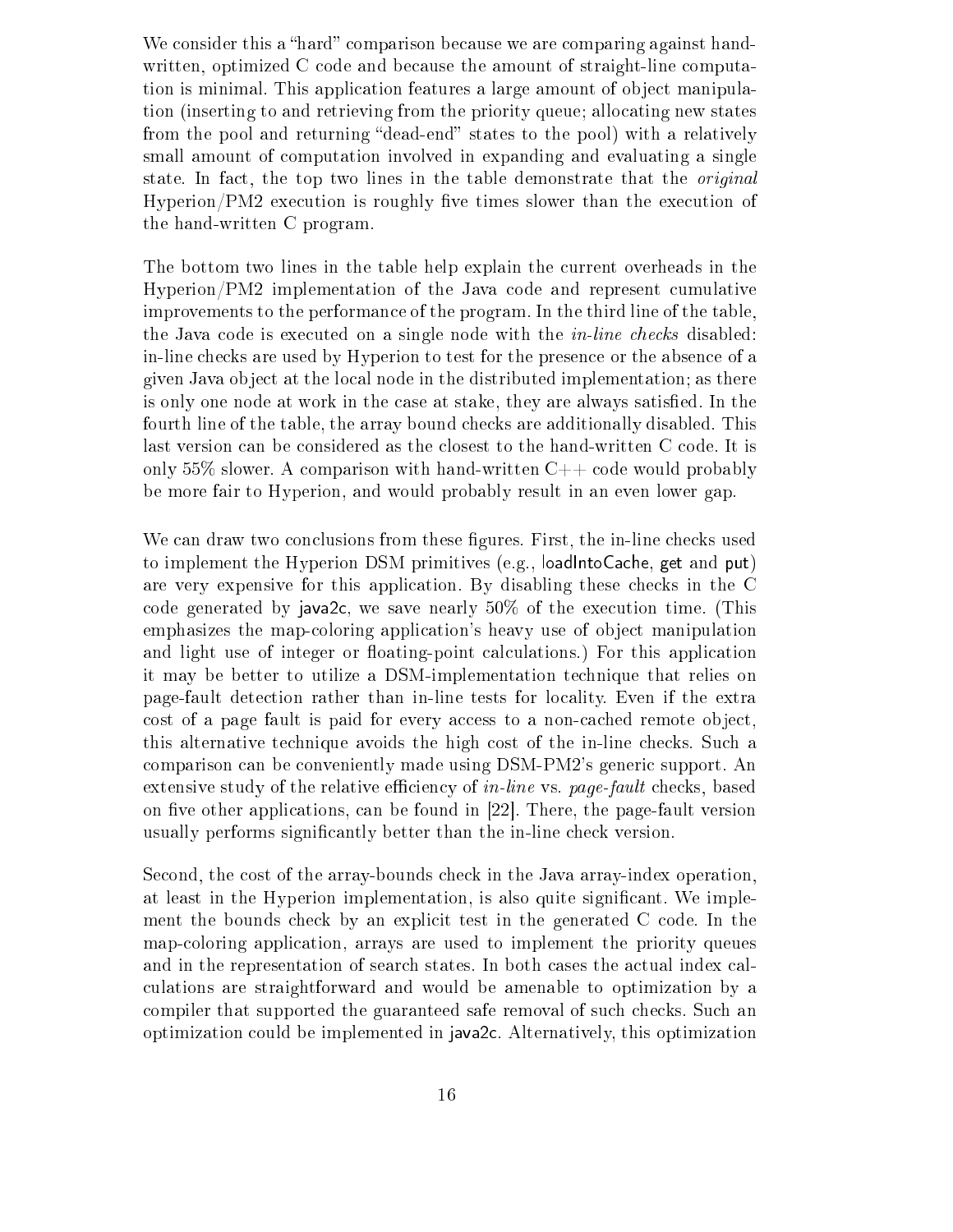We consider this a "hard" comparison because we are comparing against hand-written, optimized C code and because the amount of straight-line computation is minimal. This application features a large amount of object manipulation (inserting to and retrieving from the priority queue; allocating new states from the pool and returning "dead-end" states to the pool) with a relatively small amount of computation involved in expanding and evaluating a single state. In fact, the top two lines in the table demonstrate that the *original* Hyperion/PM2 execution is roughly five times slower than the execution of the hand-written C program.

The bottom two lines in the table help explain the current overheads in the Hyperion/PM2 implementation of the Java code and represent cumulative improvements to the performance of the program. In the third line of the table, the Java code is executed on a single node with the *in-line checks* disabled: in-line checks are used by Hyperion to test for the presence or the absence of a given Java object at the local node in the distributed implementation; as there is only one node at work in the case at stake, they are always satisfied. In the fourth line of the table, the array bound checks are additionally disabled. This last version can be considered as the closest to the hand-written C code. It is only 55% slower. A comparison with hand-written C++ code would probably be more fair to Hyperion, and would probably result in an even lower gap.

We can draw two conclusions from these figures. First, the in-line checks used to implement the Hyperion DSM primitives (e.g., loadIntoCache, get and put) are very expensive for this application. By disabling these checks in the C code generated by java2c, we save nearly 50% of the execution time. (This emphasizes the map-coloring application's heavy use of object manipulation and light use of integer or floating-point calculations.) For this application it may be better to utilize a DSM-implementation technique that relies on page-fault detection rather than in-line tests for locality. Even if the extra cost of a page fault is paid for every access to a non-cached remote object, this alternative technique avoids the high cost of the in-line checks. Such a comparison can be conveniently made using DSM-PM2's generic support. An extensive study of the relative efficiency of *in-line* vs. *page-fault* checks, based on five other applications, can be found in [22]. There, the page-fault version usually performs significantly better than the in-line check version.

Second, the cost of the array-bounds check in the Java array-index operation, at least in the Hyperion implementation, is also quite significant. We implement the bounds check by an explicit test in the generated C code. In the map-coloring application, arrays are used to implement the priority queues and in the representation of search states. In both cases the actual index calculations are straightforward and would be amenable to optimization by a compiler that supported the guaranteed safe removal of such checks. Such an optimization could be implemented in java2c. Alternatively, this optimization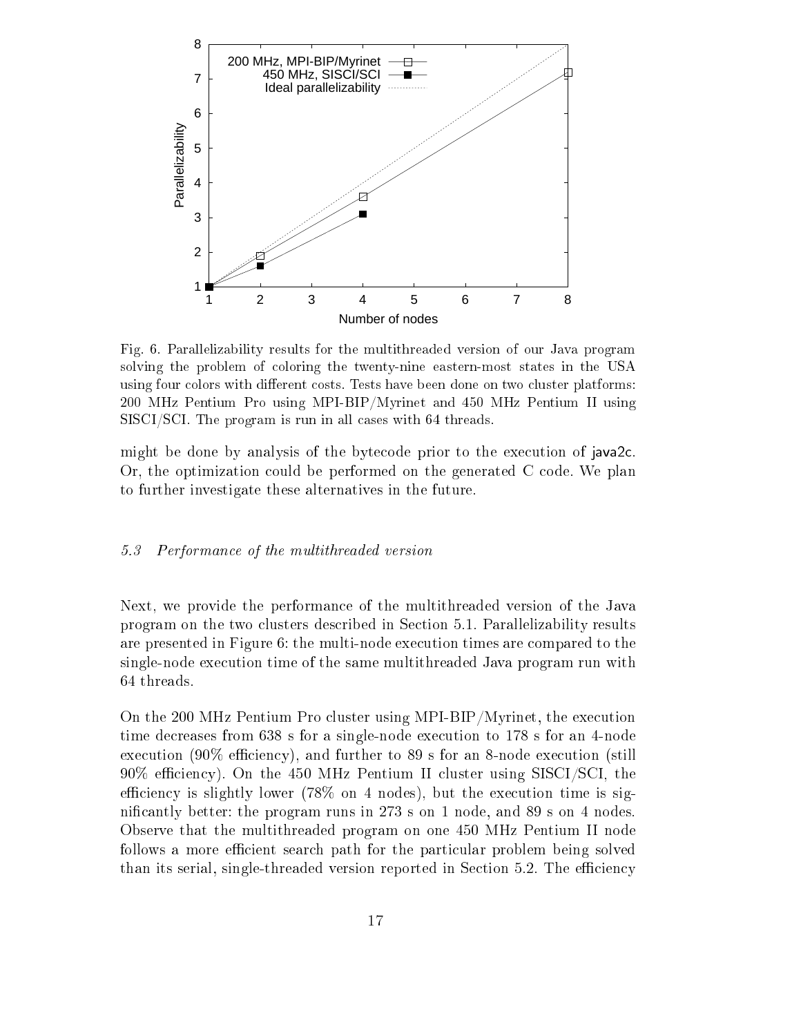Fig. 6. Parallelizability results for the multithreaded version of our Java program solving the problem of coloring the twenty-nine eastern-most states in the USA using four colors with different costs. Tests have been done on two cluster platforms: 200 MHz Pentium Pro using MPI-BIP/Myrinet and 450 MHz Pentium II using SISCI/SCI. The program is run in all cases with 64 threads.

might be done by analysis of the bytecode prior to the execution of java2c. Or, the optimization could be performed on the generated C code. We plan to further investigate these alternatives in the future.

### *5.3 Performance of the multithreaded version*

Next, we provide the performance of the multithreaded version of the Java program on the two clusters described in Section 5.1. Parallelizability results are presented in Figure 6: the multi-node execution times are compared to the single-node execution time of the same multithreaded Java program run with 64 threads.

On the 200 MHz Pentium Pro cluster using MPI-BIP/Myrinet, the execution time decreases from 638 s for a single-node execution to 178 s for an 4-node execution (90% efficiency), and further to 89 s for an 8-node execution (still 90% efficiency). On the 450 MHz Pentium II cluster using SISCI/SCI, the efficiency is slightly lower (78% on 4 nodes), but the execution time is significantly better: the program runs in 273 s on 1 node, and 89 s on 4 nodes. Observe that the multithreaded program on one 450 MHz Pentium II node follows a more efficient search path for the particular problem being solved than its serial, single-threaded version reported in Section 5.2. The efficiency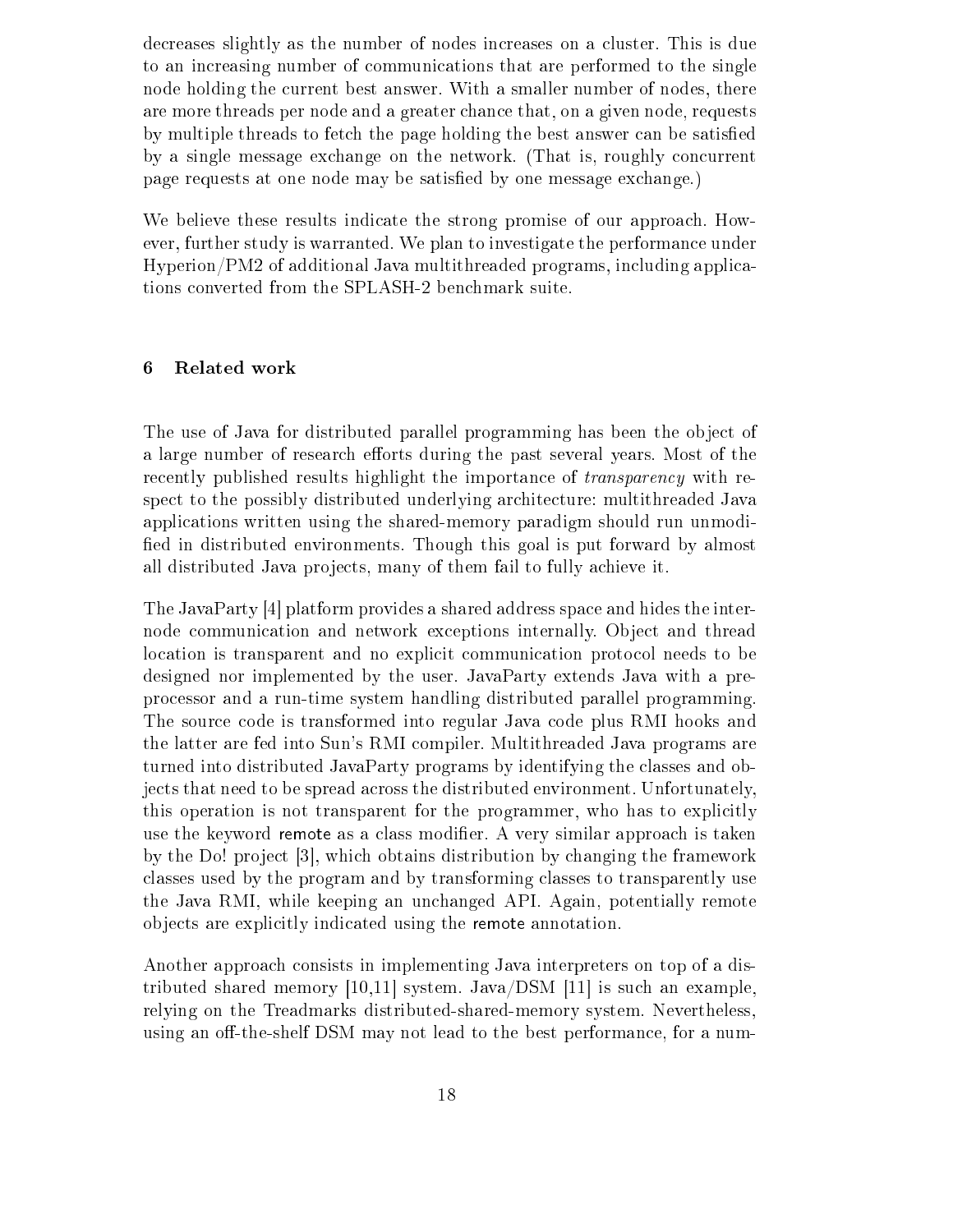decreases slightly as the number of nodes increases on a cluster. This is due to an increasing number of communications that are performed to the single node holding the current best answer. With a smaller number of nodes, there are more threads per node and a greater chance that, on a given node, requests by multiple threads to fetch the page holding the best answer can be satisfied by a single message exchange on the network. (That is, roughly concurrent page requests at one node may be satisfied by one message exchange.)

We believe these results indicate the strong promise of our approach. However, further study is warranted. We plan to investigate the performance under Hyperion/PM2 of additional Java multithreaded programs, including applications converted from the SPLASH-2 benchmark suite.

## 6 Related work

The use of Java for distributed parallel programming has been the object of a large number of research efforts during the past several years. Most of the recently published results highlight the importance of *transparency* with respect to the possibly distributed underlying architecture: multithreaded Java applications written using the shared-memory paradigm should run unmodified in distributed environments. Though this goal is put forward by almost all distributed Java projects, many of them fail to fully achieve it.

The JavaParty [4] platform provides a shared address space and hides the inter-node communication and network exceptions internally. Object and thread location is transparent and no explicit communication protocol needs to be designed nor implemented by the user. JavaParty extends Java with a pre-processor and a run-time system handling distributed parallel programming. The source code is transformed into regular Java code plus RMI hooks and the latter are fed into Sun's RMI compiler. Multithreaded Java programs are turned into distributed JavaParty programs by identifying the classes and objects that need to be spread across the distributed environment. Unfortunately, this operation is not transparent for the programmer, who has to explicitly use the keyword remote as a class modifier. A very similar approach is taken by the Do! project [3], which obtains distribution by changing the framework classes used by the program and by transforming classes to transparently use the Java RMI, while keeping an unchanged API. Again, potentially remote objects are explicitly indicated using the remote annotation.

Another approach consists in implementing Java interpreters on top of a distributed shared memory [10,11] system. Java/DSM [11] is such an example, relying on the Treadmarks distributed-shared-memory system. Nevertheless, using an off-the-shelf DSM may not lead to the best performance, for a num-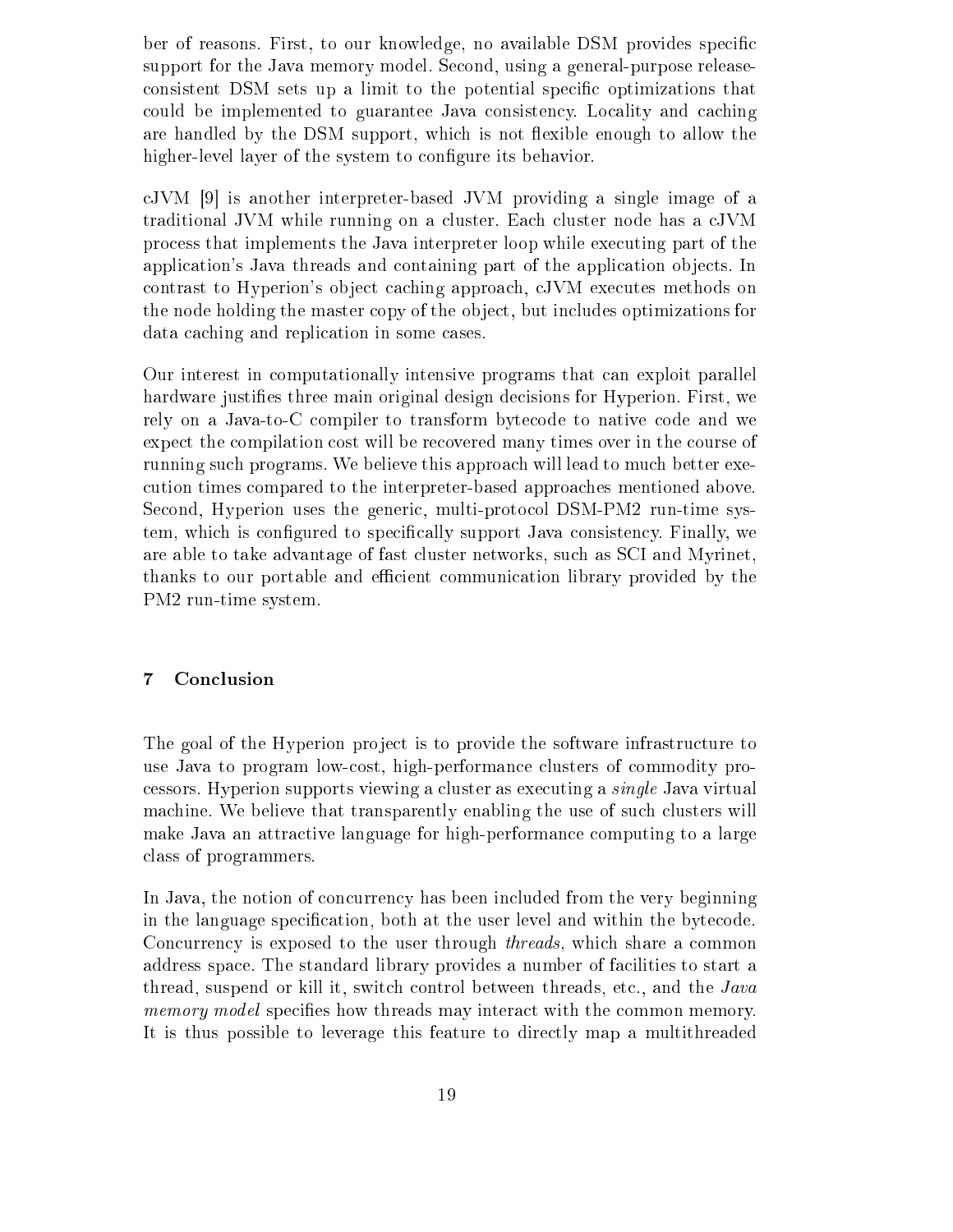ber of reasons. First, to our knowledge, no available DSM provides specific support for the Java memory model. Second, using a general-purpose release-consistent DSM sets up a limit to the potential specific optimizations that could be implemented to guarantee Java consistency. Locality and caching are handled by the DSM support, which is not flexible enough to allow the higher-level layer of the system to configure its behavior.

cJVM [9] is another interpreter-based JVM providing a single image of a traditional JVM while running on a cluster. Each cluster node has a cJVM process that implements the Java interpreter loop while executing part of the application's Java threads and containing part of the application objects. In contrast to Hyperion's object caching approach, cJVM executes methods on the node holding the master copy of the object, but includes optimizations for data caching and replication in some cases.

Our interest in computationally intensive programs that can exploit parallel hardware justifies three main original design decisions for Hyperion. First, we rely on a Java-to-C compiler to transform bytecode to native code and we expect the compilation cost will be recovered many times over in the course of running such programs. We believe this approach will lead to much better execution times compared to the interpreter-based approaches mentioned above. Second, Hyperion uses the generic, multi-protocol DSM-PM2 run-time system, which is configured to specifically support Java consistency. Finally, we are able to take advantage of fast cluster networks, such as SCI and Myrinet, thanks to our portable and efficient communication library provided by the PM2 run-time system.

## 7 Conclusion

The goal of the Hyperion project is to provide the software infrastructure to use Java to program low-cost, high-performance clusters of commodity processors. Hyperion supports viewing a cluster as executing a *single* Java virtual machine. We believe that transparently enabling the use of such clusters will make Java an attractive language for high-performance computing to a large class of programmers.

In Java, the notion of concurrency has been included from the very beginning in the language specification, both at the user level and within the bytecode. Concurrency is exposed to the user through *threads*, which share a common address space. The standard library provides a number of facilities to start a thread, suspend or kill it, switch control between threads, etc., and the *Java memory model* specifies how threads may interact with the common memory. It is thus possible to leverage this feature to directly map a multithreaded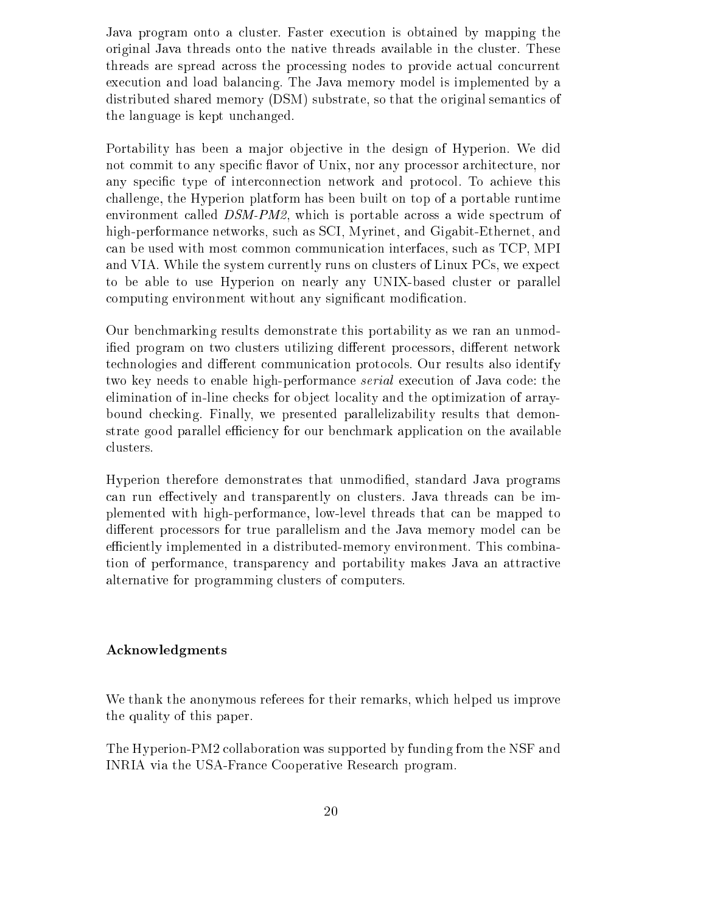Java program onto a cluster. Faster execution is obtained by mapping the original Java threads onto the native threads available in the cluster. These threads are spread across the processing nodes to provide actual concurrent execution and load balancing. The Java memory model is implemented by a distributed shared memory (DSM) substrate, so that the original semantics of the language is kept unchanged.

Portability has been a major objective in the design of Hyperion. We did not commit to any specific flavor of Unix, nor any processor architecture, nor any specific type of interconnection network and protocol. To achieve this challenge, the Hyperion platform has been built on top of a portable runtime environment called *DSM-PM2*, which is portable across a wide spectrum of high-performance networks, such as SCI, Myrinet, and Gigabit-Ethernet, and can be used with most common communication interfaces, such as TCP, MPI and VIA. While the system currently runs on clusters of Linux PCs, we expect to be able to use Hyperion on nearly any UNIX-based cluster or parallel computing environment without any significant modification.

Our benchmarking results demonstrate this portability as we ran an unmodified program on two clusters utilizing different processors, different network technologies and different communication protocols. Our results also identify two key needs to enable high-performance *serial* execution of Java code: the elimination of in-line checks for object locality and the optimization of array-bound checking. Finally, we presented parallelizability results that demonstrate good parallel efficiency for our benchmark application on the available clusters.

Hyperion therefore demonstrates that unmodified, standard Java programs can run effectively and transparently on clusters. Java threads can be implemented with high-performance, low-level threads that can be mapped to different processors for true parallelism and the Java memory model can be efficiently implemented in a distributed-memory environment. This combination of performance, transparency and portability makes Java an attractive alternative for programming clusters of computers.

## Acknowledgments

We thank the anonymous referees for their remarks, which helped us improve the quality of this paper.

The Hyperion-PM2 collaboration was supported by funding from the NSF and INRIA via the USA-France Cooperative Research program.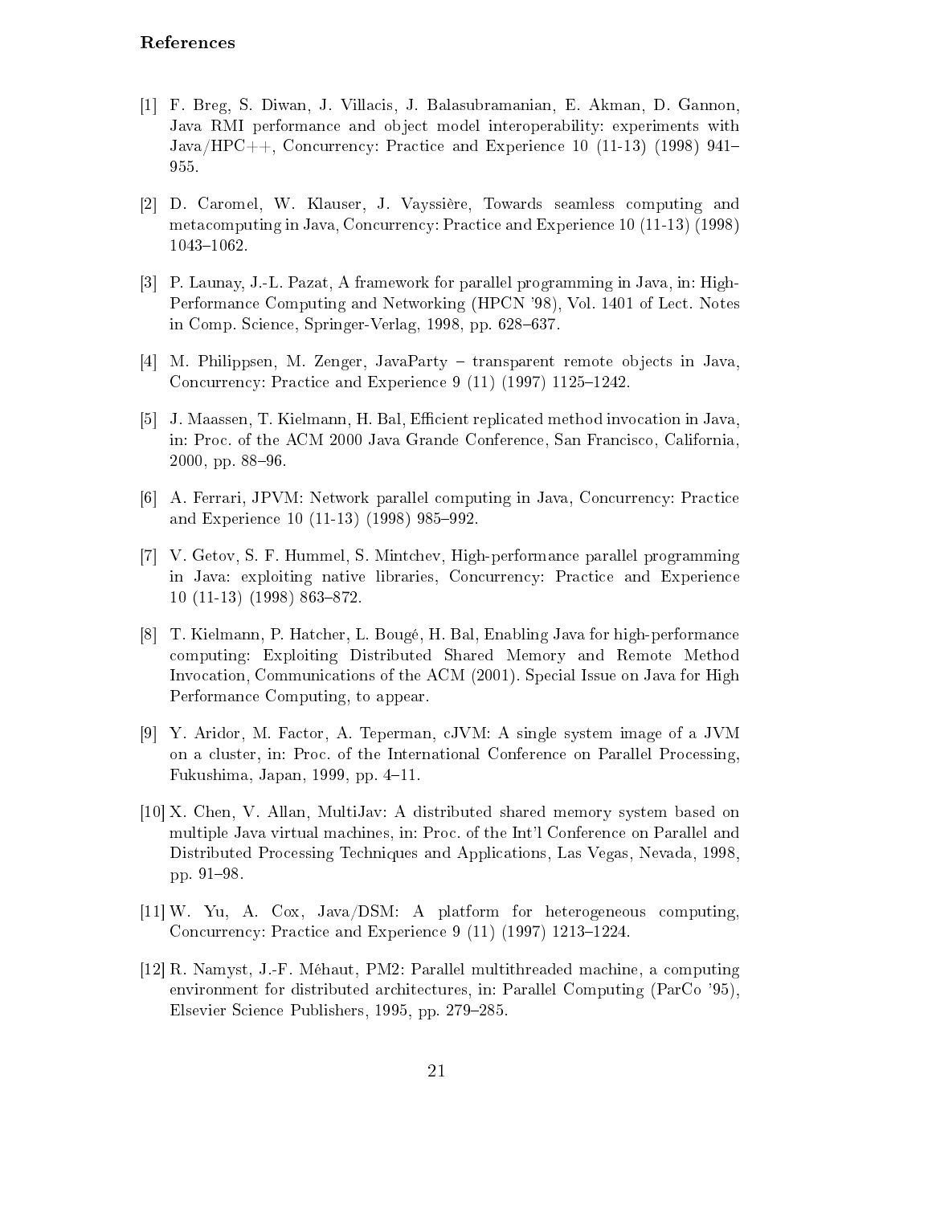## References

[1] F. Breg, S. Diwan, J. Villacis, J. Balasubramanian, E. Akman, D. Gannon, Java RMI performance and object model interoperability: experiments with Java/HPC++, Concurrency: Practice and Experience 10 (11-13) (1998) 941–955.

[2] D. Caromel, W. Klauser, J. Vayssière, Towards seamless computing and metacomputing in Java, Concurrency: Practice and Experience 10 (11-13) (1998) 1043–1062.

[3] P. Launay, J.-L. Pazat, A framework for parallel programming in Java, in: High-Performance Computing and Networking (HPCN '98), Vol. 1401 of Lect. Notes in Comp. Science, Springer-Verlag, 1998, pp. 628–637.

[4] M. Philippsen, M. Zenger, JavaParty – transparent remote objects in Java, Concurrency: Practice and Experience 9 (11) (1997) 1125–1242.

[5] J. Maassen, T. Kielmann, H. Bal, Efficient replicated method invocation in Java, in: Proc. of the ACM 2000 Java Grande Conference, San Francisco, California, 2000, pp. 88–96.

[6] A. Ferrari, JPVM: Network parallel computing in Java, Concurrency: Practice and Experience 10 (11-13) (1998) 985–992.

[7] V. Getov, S. F. Hummel, S. Mintchev, High-performance parallel programming in Java: exploiting native libraries, Concurrency: Practice and Experience 10 (11-13) (1998) 863–872.

[8] T. Kielmann, P. Hatcher, L. Bougé, H. Bal, Enabling Java for high-performance computing: Exploiting Distributed Shared Memory and Remote Method Invocation, Communications of the ACM (2001). Special Issue on Java for High Performance Computing, to appear.

[9] Y. Aridor, M. Factor, A. Teperman, cJVM: A single system image of a JVM on a cluster, in: Proc. of the International Conference on Parallel Processing, Fukushima, Japan, 1999, pp. 4–11.

[10] X. Chen, V. Allan, MultiJav: A distributed shared memory system based on multiple Java virtual machines, in: Proc. of the Int'l Conference on Parallel and Distributed Processing Techniques and Applications, Las Vegas, Nevada, 1998, pp. 91–98.

[11] W. Yu, A. Cox, Java/DSM: A platform for heterogeneous computing, Concurrency: Practice and Experience 9 (11) (1997) 1213–1224.

[12] R. Namyst, J.-F. Méhaut, PM2: Parallel multithreaded machine, a computing environment for distributed architectures, in: Parallel Computing (ParCo '95), Elsevier Science Publishers, 1995, pp. 279–285.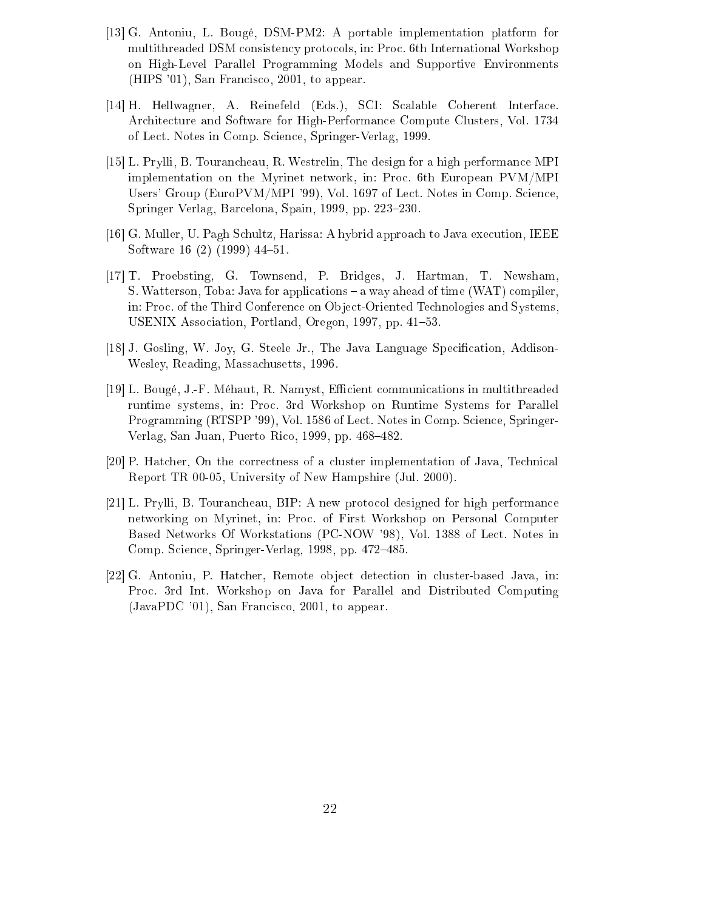[13] G. Antoniu, L. Bougé, DSM-PM2: A portable implementation platform for multithreaded DSM consistency protocols, in: Proc. 6th International Workshop on High-Level Parallel Programming Models and Supportive Environments (HIPS '01), San Francisco, 2001, to appear.

[14] H. Hellwagner, A. Reinefeld (Eds.), SCI: Scalable Coherent Interface. Architecture and Software for High-Performance Compute Clusters, Vol. 1734 of Lect. Notes in Comp. Science, Springer-Verlag, 1999.

[15] L. Prylli, B. Tourancheau, R. Westrelin, The design for a high performance MPI implementation on the Myrinet network, in: Proc. 6th European PVM/MPI Users' Group (EuroPVM/MPI '99), Vol. 1697 of Lect. Notes in Comp. Science, Springer Verlag, Barcelona, Spain, 1999, pp. 223–230.

[16] G. Muller, U. Pagh Schultz, Harissa: A hybrid approach to Java execution, IEEE Software 16 (2) (1999) 44–51.

[17] T. Proebsting, G. Townsend, P. Bridges, J. Hartman, T. Newsham, S. Watterson, Toba: Java for applications – a way ahead of time (WAT) compiler, in: Proc. of the Third Conference on Object-Oriented Technologies and Systems, USENIX Association, Portland, Oregon, 1997, pp. 41–53.

[18] J. Gosling, W. Joy, G. Steele Jr., The Java Language Specification, Addison-Wesley, Reading, Massachusetts, 1996.

[19] L. Bougé, J.-F. Méhaut, R. Namyst, Efficient communications in multithreaded runtime systems, in: Proc. 3rd Workshop on Runtime Systems for Parallel Programming (RTSPP '99), Vol. 1586 of Lect. Notes in Comp. Science, Springer-Verlag, San Juan, Puerto Rico, 1999, pp. 468–482.

[20] P. Hatcher, On the correctness of a cluster implementation of Java, Technical Report TR 00-05, University of New Hampshire (Jul. 2000).

[21] L. Prylli, B. Tourancheau, BIP: A new protocol designed for high performance networking on Myrinet, in: Proc. of First Workshop on Personal Computer Based Networks Of Workstations (PC-NOW '98), Vol. 1388 of Lect. Notes in Comp. Science, Springer-Verlag, 1998, pp. 472–485.

[22] G. Antoniu, P. Hatcher, Remote object detection in cluster-based Java, in: Proc. 3rd Int. Workshop on Java for Parallel and Distributed Computing (JavaPDC '01), San Francisco, 2001, to appear.